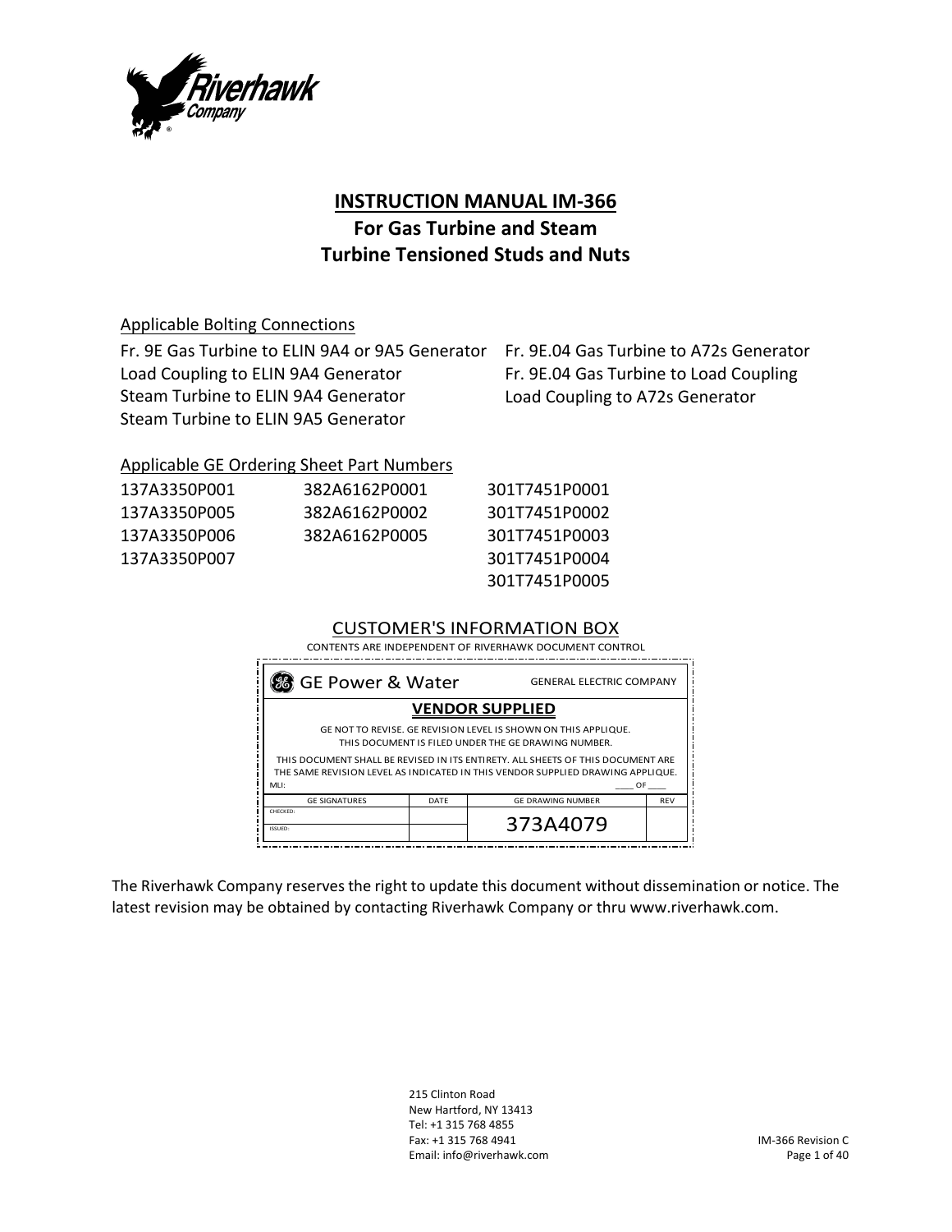# INSTRUCTION MANUAL IM-366

## For Gas Turbine and Steam Turbine Tensioned Studs and Nuts

Applicable Bolting Connections

Fr. 9E Gas Turbine to ELIN 9A4 or 9A5 Generator
Load Coupling to ELIN 9A4 Generator
Steam Turbine to ELIN 9A4 Generator
Steam Turbine to ELIN 9A5 Generator
Fr. 9E.04 Gas Turbine to A72s Generator
Fr. 9E.04 Gas Turbine to Load Coupling
Load Coupling to A72s Generator

Applicable GE Ordering Sheet Part Numbers

| | | |
|---|---|---|
| 137A3350P001 | 382A6162P0001 | 301T7451P0001 |
| 137A3350P005 | 382A6162P0002 | 301T7451P0002 |
| 137A3350P006 | 382A6162P0005 | 301T7451P0003 |
| 137A3350P007 | | 301T7451P0004 |
| | | 301T7451P0005 |

CUSTOMER'S INFORMATION BOX

CONTENTS ARE INDEPENDENT OF RIVERHAWK DOCUMENT CONTROL

GE Power & Water — GENERAL ELECTRIC COMPANY

**VENDOR SUPPLIED**

GE NOT TO REVISE. GE REVISION LEVEL IS SHOWN ON THIS APPLIQUE. THIS DOCUMENT IS FILED UNDER THE GE DRAWING NUMBER.

THIS DOCUMENT SHALL BE REVISED IN ITS ENTIRETY. ALL SHEETS OF THIS DOCUMENT ARE THE SAME REVISION LEVEL AS INDICATED IN THIS VENDOR SUPPLIED DRAWING APPLIQUE.

MLI: ____ OF ____

| GE SIGNATURES | DATE | GE DRAWING NUMBER | REV |
|---|---|---|---|
| CHECKED: | | 373A4079 | |
| ISSUED: | | | |

The Riverhawk Company reserves the right to update this document without dissemination or notice. The latest revision may be obtained by contacting Riverhawk Company or thru www.riverhawk.com.

215 Clinton Road
New Hartford, NY 13413
Tel: +1 315 768 4855
Fax: +1 315 768 4941
Email: info@riverhawk.com

IM-366 Revision C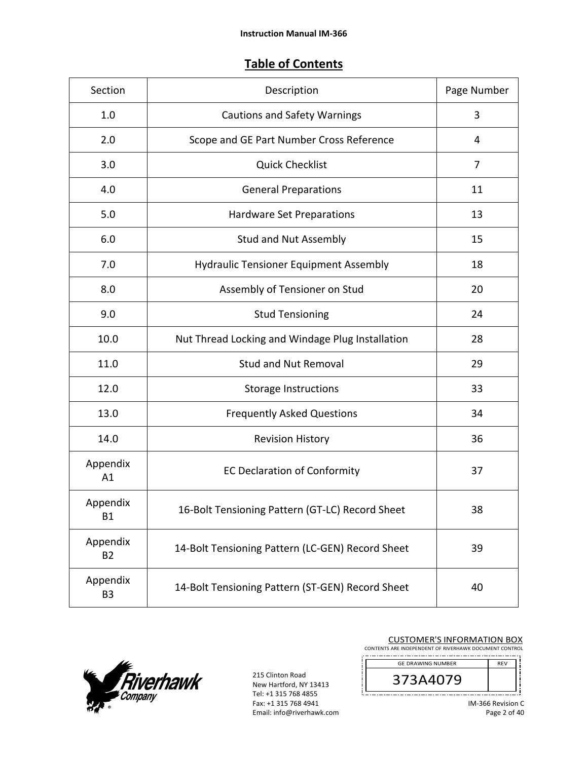## Table of Contents

| Section | Description | Page Number |
|---|---|---|
| 1.0 | Cautions and Safety Warnings | 3 |
| 2.0 | Scope and GE Part Number Cross Reference | 4 |
| 3.0 | Quick Checklist | 7 |
| 4.0 | General Preparations | 11 |
| 5.0 | Hardware Set Preparations | 13 |
| 6.0 | Stud and Nut Assembly | 15 |
| 7.0 | Hydraulic Tensioner Equipment Assembly | 18 |
| 8.0 | Assembly of Tensioner on Stud | 20 |
| 9.0 | Stud Tensioning | 24 |
| 10.0 | Nut Thread Locking and Windage Plug Installation | 28 |
| 11.0 | Stud and Nut Removal | 29 |
| 12.0 | Storage Instructions | 33 |
| 13.0 | Frequently Asked Questions | 34 |
| 14.0 | Revision History | 36 |
| Appendix A1 | EC Declaration of Conformity | 37 |
| Appendix B1 | 16-Bolt Tensioning Pattern (GT-LC) Record Sheet | 38 |
| Appendix B2 | 14-Bolt Tensioning Pattern (LC-GEN) Record Sheet | 39 |
| Appendix B3 | 14-Bolt Tensioning Pattern (ST-GEN) Record Sheet | 40 |

215 Clinton Road
New Hartford, NY 13413
Tel: +1 315 768 4855
Fax: +1 315 768 4941
Email: info@riverhawk.com

CUSTOMER'S INFORMATION BOX
CONTENTS ARE INDEPENDENT OF RIVERHAWK DOCUMENT CONTROL

| GE DRAWING NUMBER | REV |
|---|---|
| 373A4079 | |

IM-366 Revision C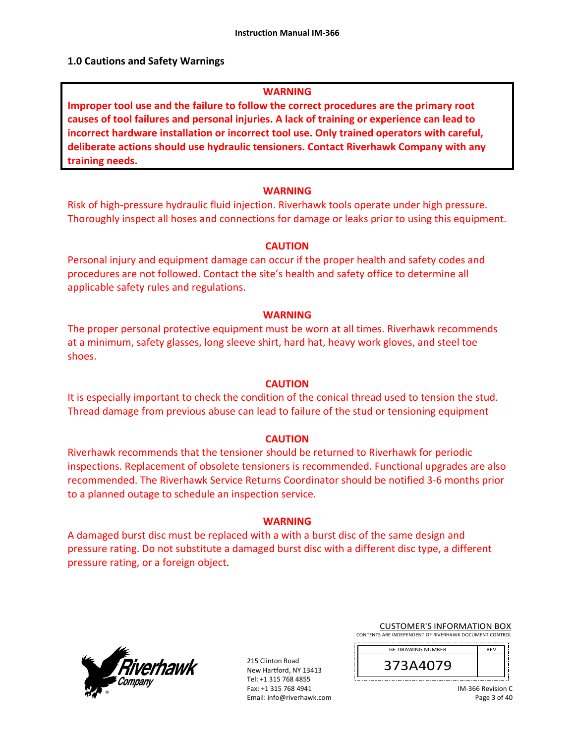## 1.0 Cautions and Safety Warnings

**WARNING**

**Improper tool use and the failure to follow the correct procedures are the primary root causes of tool failures and personal injuries. A lack of training or experience can lead to incorrect hardware installation or incorrect tool use. Only trained operators with careful, deliberate actions should use hydraulic tensioners. Contact Riverhawk Company with any training needs.**

**WARNING**

Risk of high-pressure hydraulic fluid injection. Riverhawk tools operate under high pressure. Thoroughly inspect all hoses and connections for damage or leaks prior to using this equipment.

**CAUTION**

Personal injury and equipment damage can occur if the proper health and safety codes and procedures are not followed. Contact the site's health and safety office to determine all applicable safety rules and regulations.

**WARNING**

The proper personal protective equipment must be worn at all times. Riverhawk recommends at a minimum, safety glasses, long sleeve shirt, hard hat, heavy work gloves, and steel toe shoes.

**CAUTION**

It is especially important to check the condition of the conical thread used to tension the stud. Thread damage from previous abuse can lead to failure of the stud or tensioning equipment

**CAUTION**

Riverhawk recommends that the tensioner should be returned to Riverhawk for periodic inspections. Replacement of obsolete tensioners is recommended. Functional upgrades are also recommended. The Riverhawk Service Returns Coordinator should be notified 3-6 months prior to a planned outage to schedule an inspection service.

**WARNING**

A damaged burst disc must be replaced with a with a burst disc of the same design and pressure rating. Do not substitute a damaged burst disc with a different disc type, a different pressure rating, or a foreign object.

215 Clinton Road
New Hartford, NY 13413
Tel: +1 315 768 4855
Fax: +1 315 768 4941
Email: info@riverhawk.com

CUSTOMER'S INFORMATION BOX
CONTENTS ARE INDEPENDENT OF RIVERHAWK DOCUMENT CONTROL

| GE DRAWING NUMBER | REV |
| --- | --- |
| 373A4079 | |

IM-366 Revision C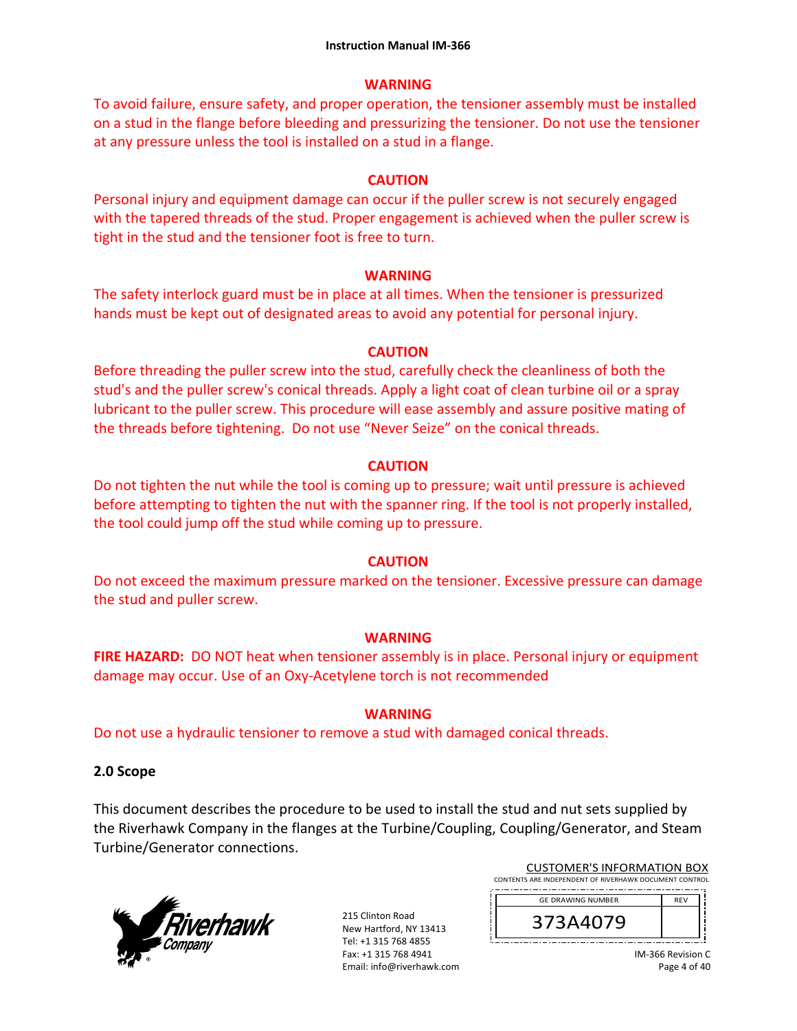**WARNING**

To avoid failure, ensure safety, and proper operation, the tensioner assembly must be installed on a stud in the flange before bleeding and pressurizing the tensioner. Do not use the tensioner at any pressure unless the tool is installed on a stud in a flange.

**CAUTION**

Personal injury and equipment damage can occur if the puller screw is not securely engaged with the tapered threads of the stud. Proper engagement is achieved when the puller screw is tight in the stud and the tensioner foot is free to turn.

**WARNING**

The safety interlock guard must be in place at all times. When the tensioner is pressurized hands must be kept out of designated areas to avoid any potential for personal injury.

**CAUTION**

Before threading the puller screw into the stud, carefully check the cleanliness of both the stud's and the puller screw's conical threads. Apply a light coat of clean turbine oil or a spray lubricant to the puller screw. This procedure will ease assembly and assure positive mating of the threads before tightening. Do not use "Never Seize" on the conical threads.

**CAUTION**

Do not tighten the nut while the tool is coming up to pressure; wait until pressure is achieved before attempting to tighten the nut with the spanner ring. If the tool is not properly installed, the tool could jump off the stud while coming up to pressure.

**CAUTION**

Do not exceed the maximum pressure marked on the tensioner. Excessive pressure can damage the stud and puller screw.

**WARNING**

**FIRE HAZARD:** DO NOT heat when tensioner assembly is in place. Personal injury or equipment damage may occur. Use of an Oxy-Acetylene torch is not recommended

**WARNING**

Do not use a hydraulic tensioner to remove a stud with damaged conical threads.

## 2.0 Scope

This document describes the procedure to be used to install the stud and nut sets supplied by the Riverhawk Company in the flanges at the Turbine/Coupling, Coupling/Generator, and Steam Turbine/Generator connections.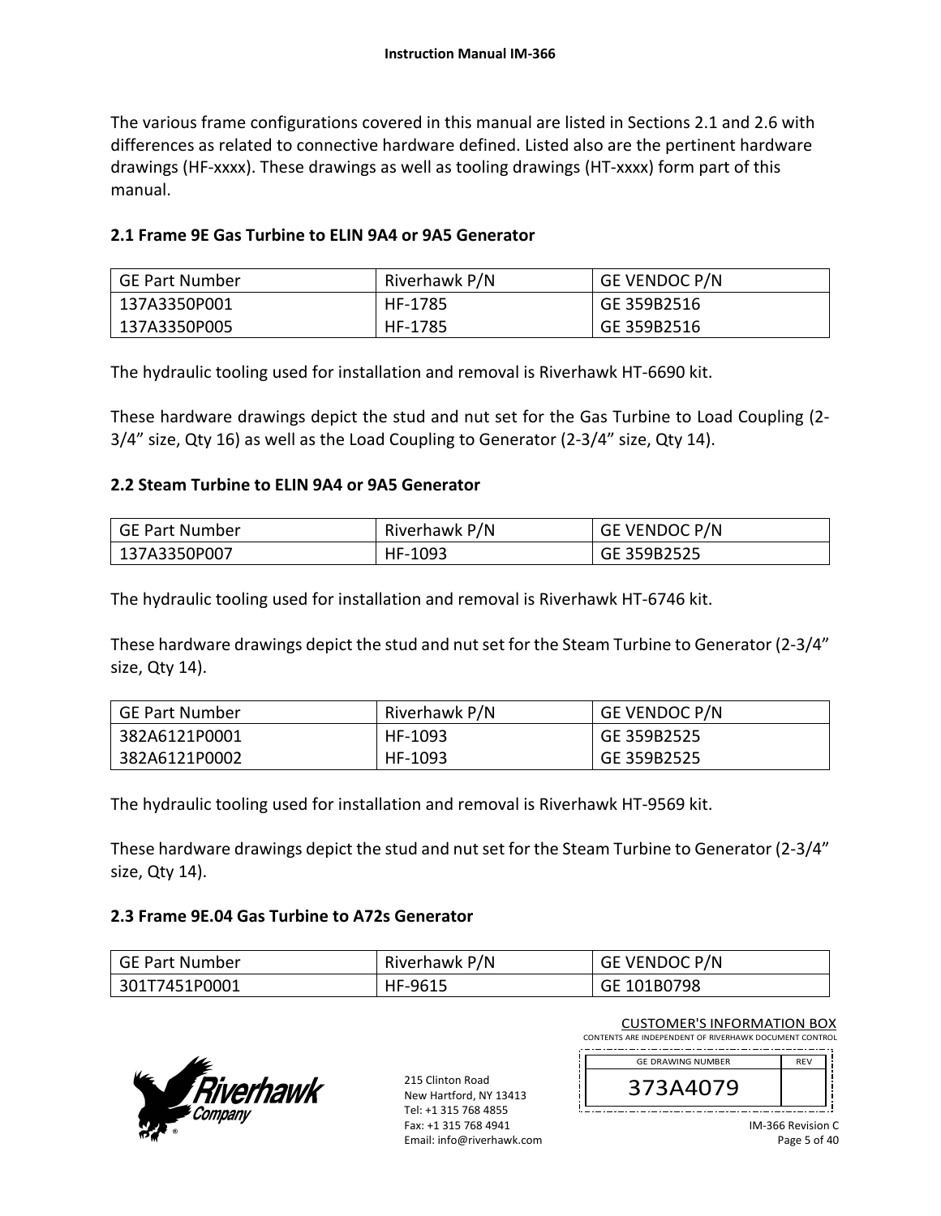The various frame configurations covered in this manual are listed in Sections 2.1 and 2.6 with differences as related to connective hardware defined. Listed also are the pertinent hardware drawings (HF-xxxx). These drawings as well as tooling drawings (HT-xxxx) form part of this manual.

## 2.1 Frame 9E Gas Turbine to ELIN 9A4 or 9A5 Generator

| GE Part Number | Riverhawk P/N | GE VENDOC P/N |
|---|---|---|
| 137A3350P001 | HF-1785 | GE 359B2516 |
| 137A3350P005 | HF-1785 | GE 359B2516 |

The hydraulic tooling used for installation and removal is Riverhawk HT-6690 kit.

These hardware drawings depict the stud and nut set for the Gas Turbine to Load Coupling (2-3/4" size, Qty 16) as well as the Load Coupling to Generator (2-3/4" size, Qty 14).

## 2.2 Steam Turbine to ELIN 9A4 or 9A5 Generator

| GE Part Number | Riverhawk P/N | GE VENDOC P/N |
|---|---|---|
| 137A3350P007 | HF-1093 | GE 359B2525 |

The hydraulic tooling used for installation and removal is Riverhawk HT-6746 kit.

These hardware drawings depict the stud and nut set for the Steam Turbine to Generator (2-3/4" size, Qty 14).

| GE Part Number | Riverhawk P/N | GE VENDOC P/N |
|---|---|---|
| 382A6121P0001 | HF-1093 | GE 359B2525 |
| 382A6121P0002 | HF-1093 | GE 359B2525 |

The hydraulic tooling used for installation and removal is Riverhawk HT-9569 kit.

These hardware drawings depict the stud and nut set for the Steam Turbine to Generator (2-3/4" size, Qty 14).

## 2.3 Frame 9E.04 Gas Turbine to A72s Generator

| GE Part Number | Riverhawk P/N | GE VENDOC P/N |
|---|---|---|
| 301T7451P0001 | HF-9615 | GE 101B0798 |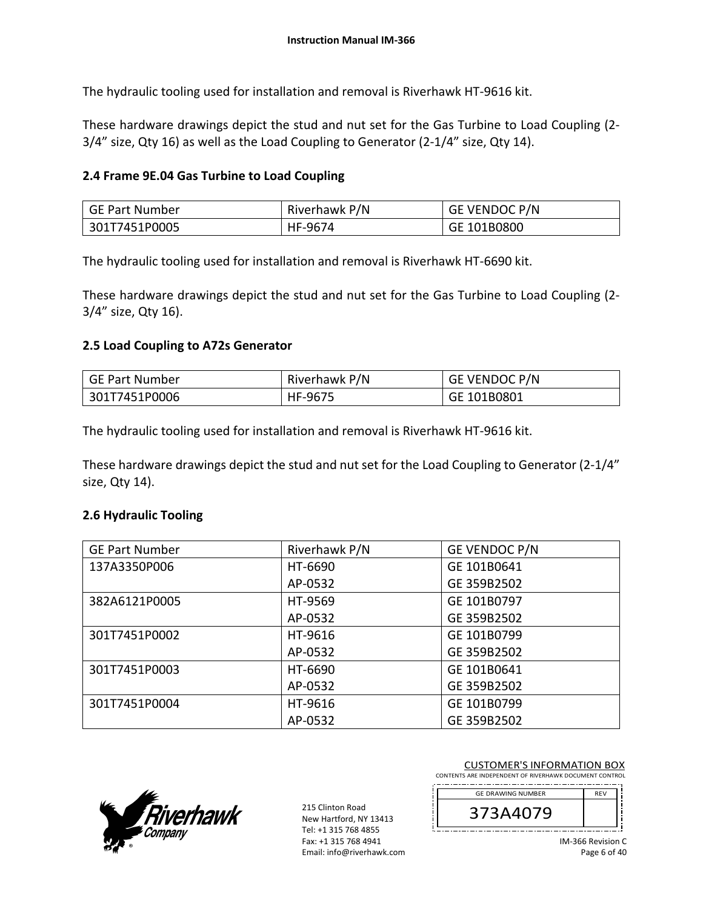The hydraulic tooling used for installation and removal is Riverhawk HT-9616 kit.

These hardware drawings depict the stud and nut set for the Gas Turbine to Load Coupling (2-3/4" size, Qty 16) as well as the Load Coupling to Generator (2-1/4" size, Qty 14).

**2.4 Frame 9E.04 Gas Turbine to Load Coupling**

| GE Part Number | Riverhawk P/N | GE VENDOC P/N |
|---|---|---|
| 301T7451P0005 | HF-9674 | GE 101B0800 |

The hydraulic tooling used for installation and removal is Riverhawk HT-6690 kit.

These hardware drawings depict the stud and nut set for the Gas Turbine to Load Coupling (2-3/4" size, Qty 16).

**2.5 Load Coupling to A72s Generator**

| GE Part Number | Riverhawk P/N | GE VENDOC P/N |
|---|---|---|
| 301T7451P0006 | HF-9675 | GE 101B0801 |

The hydraulic tooling used for installation and removal is Riverhawk HT-9616 kit.

These hardware drawings depict the stud and nut set for the Load Coupling to Generator (2-1/4" size, Qty 14).

**2.6 Hydraulic Tooling**

| GE Part Number | Riverhawk P/N | GE VENDOC P/N |
|---|---|---|
| 137A3350P006 | HT-6690<br>AP-0532 | GE 101B0641<br>GE 359B2502 |
| 382A6121P0005 | HT-9569<br>AP-0532 | GE 101B0797<br>GE 359B2502 |
| 301T7451P0002 | HT-9616<br>AP-0532 | GE 101B0799<br>GE 359B2502 |
| 301T7451P0003 | HT-6690<br>AP-0532 | GE 101B0641<br>GE 359B2502 |
| 301T7451P0004 | HT-9616<br>AP-0532 | GE 101B0799<br>GE 359B2502 |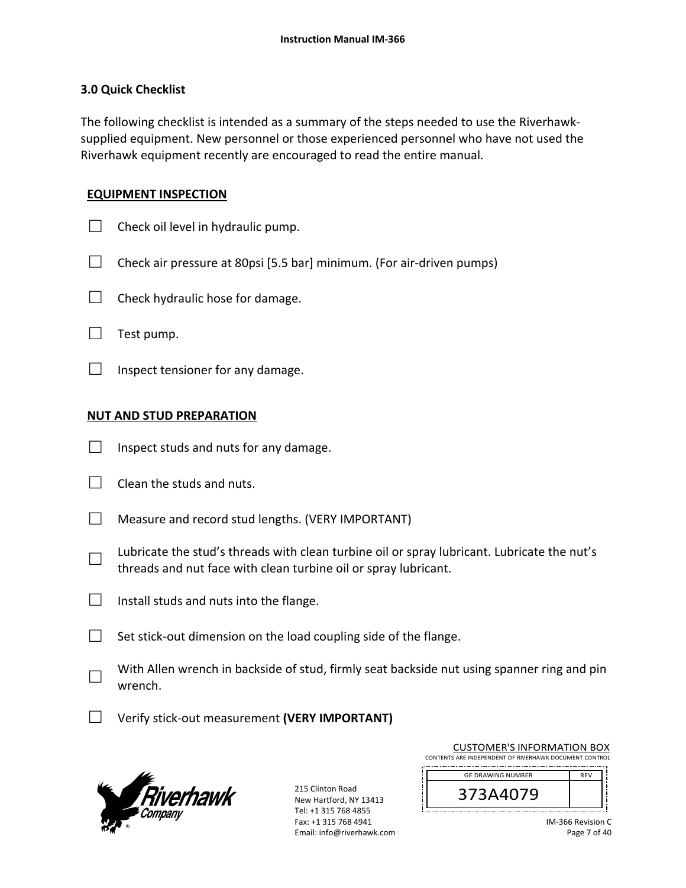## 3.0 Quick Checklist

The following checklist is intended as a summary of the steps needed to use the Riverhawk-supplied equipment. New personnel or those experienced personnel who have not used the Riverhawk equipment recently are encouraged to read the entire manual.

**EQUIPMENT INSPECTION**

- ☐ Check oil level in hydraulic pump.
- ☐ Check air pressure at 80psi [5.5 bar] minimum. (For air-driven pumps)
- ☐ Check hydraulic hose for damage.
- ☐ Test pump.
- ☐ Inspect tensioner for any damage.

**NUT AND STUD PREPARATION**

- ☐ Inspect studs and nuts for any damage.
- ☐ Clean the studs and nuts.
- ☐ Measure and record stud lengths. (VERY IMPORTANT)
- ☐ Lubricate the stud's threads with clean turbine oil or spray lubricant. Lubricate the nut's threads and nut face with clean turbine oil or spray lubricant.
- ☐ Install studs and nuts into the flange.
- ☐ Set stick-out dimension on the load coupling side of the flange.
- ☐ With Allen wrench in backside of stud, firmly seat backside nut using spanner ring and pin wrench.
- ☐ Verify stick-out measurement **(VERY IMPORTANT)**

CUSTOMER'S INFORMATION BOX
CONTENTS ARE INDEPENDENT OF RIVERHAWK DOCUMENT CONTROL

| GE DRAWING NUMBER | REV |
|---|---|
| 373A4079 | |

215 Clinton Road
New Hartford, NY 13413
Tel: +1 315 768 4855
Fax: +1 315 768 4941
Email: info@riverhawk.com

IM-366 Revision C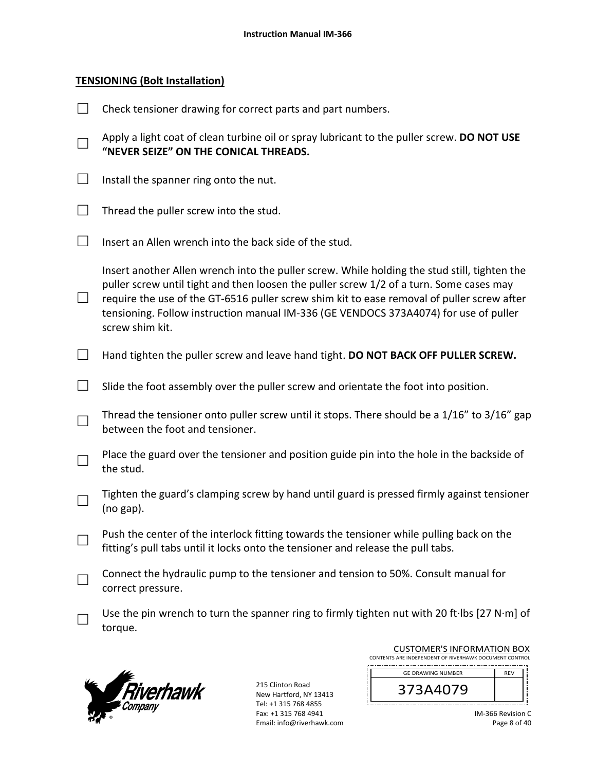**TENSIONING (Bolt Installation)**

☐ Check tensioner drawing for correct parts and part numbers.

☐ Apply a light coat of clean turbine oil or spray lubricant to the puller screw. **DO NOT USE "NEVER SEIZE" ON THE CONICAL THREADS.**

☐ Install the spanner ring onto the nut.

☐ Thread the puller screw into the stud.

☐ Insert an Allen wrench into the back side of the stud.

☐ Insert another Allen wrench into the puller screw. While holding the stud still, tighten the puller screw until tight and then loosen the puller screw 1/2 of a turn. Some cases may require the use of the GT-6516 puller screw shim kit to ease removal of puller screw after tensioning. Follow instruction manual IM-336 (GE VENDOCS 373A4074) for use of puller screw shim kit.

☐ Hand tighten the puller screw and leave hand tight. **DO NOT BACK OFF PULLER SCREW.**

☐ Slide the foot assembly over the puller screw and orientate the foot into position.

☐ Thread the tensioner onto puller screw until it stops. There should be a 1/16" to 3/16" gap between the foot and tensioner.

☐ Place the guard over the tensioner and position guide pin into the hole in the backside of the stud.

☐ Tighten the guard's clamping screw by hand until guard is pressed firmly against tensioner (no gap).

☐ Push the center of the interlock fitting towards the tensioner while pulling back on the fitting's pull tabs until it locks onto the tensioner and release the pull tabs.

☐ Connect the hydraulic pump to the tensioner and tension to 50%. Consult manual for correct pressure.

☐ Use the pin wrench to turn the spanner ring to firmly tighten nut with 20 ft·lbs [27 N·m] of torque.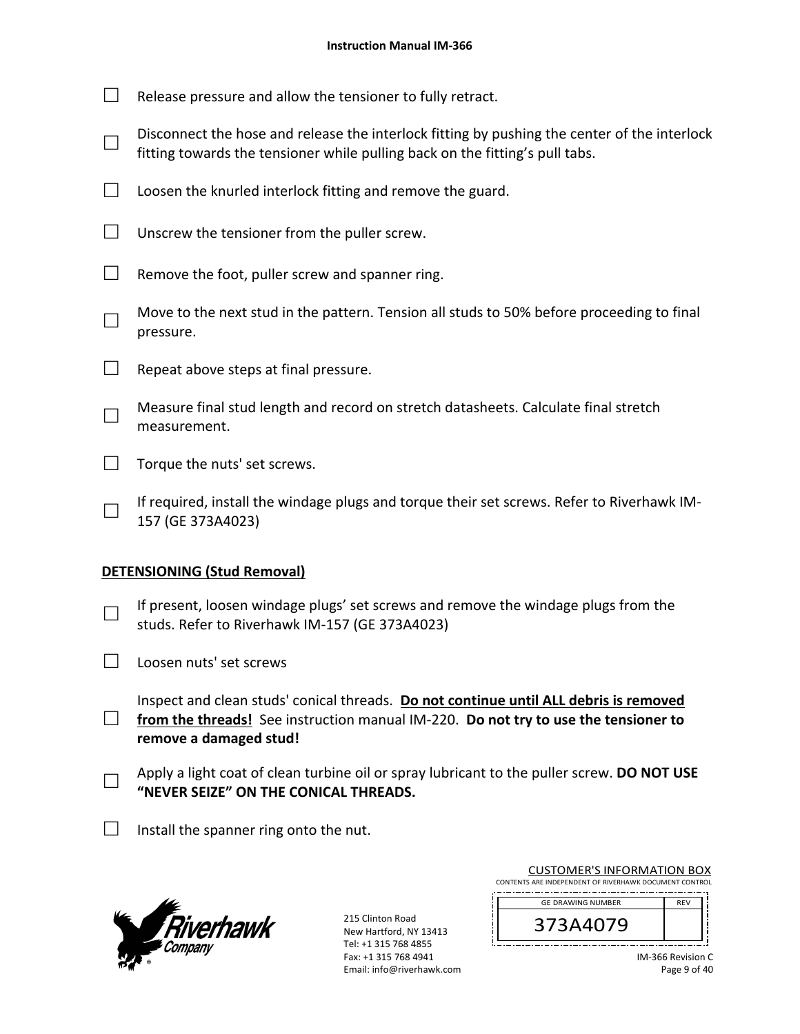☐ Release pressure and allow the tensioner to fully retract.

☐ Disconnect the hose and release the interlock fitting by pushing the center of the interlock fitting towards the tensioner while pulling back on the fitting's pull tabs.

☐ Loosen the knurled interlock fitting and remove the guard.

☐ Unscrew the tensioner from the puller screw.

☐ Remove the foot, puller screw and spanner ring.

☐ Move to the next stud in the pattern. Tension all studs to 50% before proceeding to final pressure.

☐ Repeat above steps at final pressure.

☐ Measure final stud length and record on stretch datasheets. Calculate final stretch measurement.

☐ Torque the nuts' set screws.

☐ If required, install the windage plugs and torque their set screws. Refer to Riverhawk IM-157 (GE 373A4023)

**DETENSIONING (Stud Removal)**

☐ If present, loosen windage plugs' set screws and remove the windage plugs from the studs. Refer to Riverhawk IM-157 (GE 373A4023)

☐ Loosen nuts' set screws

☐ Inspect and clean studs' conical threads. **Do not continue until ALL debris is removed from the threads!** See instruction manual IM-220. **Do not try to use the tensioner to remove a damaged stud!**

☐ Apply a light coat of clean turbine oil or spray lubricant to the puller screw. **DO NOT USE "NEVER SEIZE" ON THE CONICAL THREADS.**

☐ Install the spanner ring onto the nut.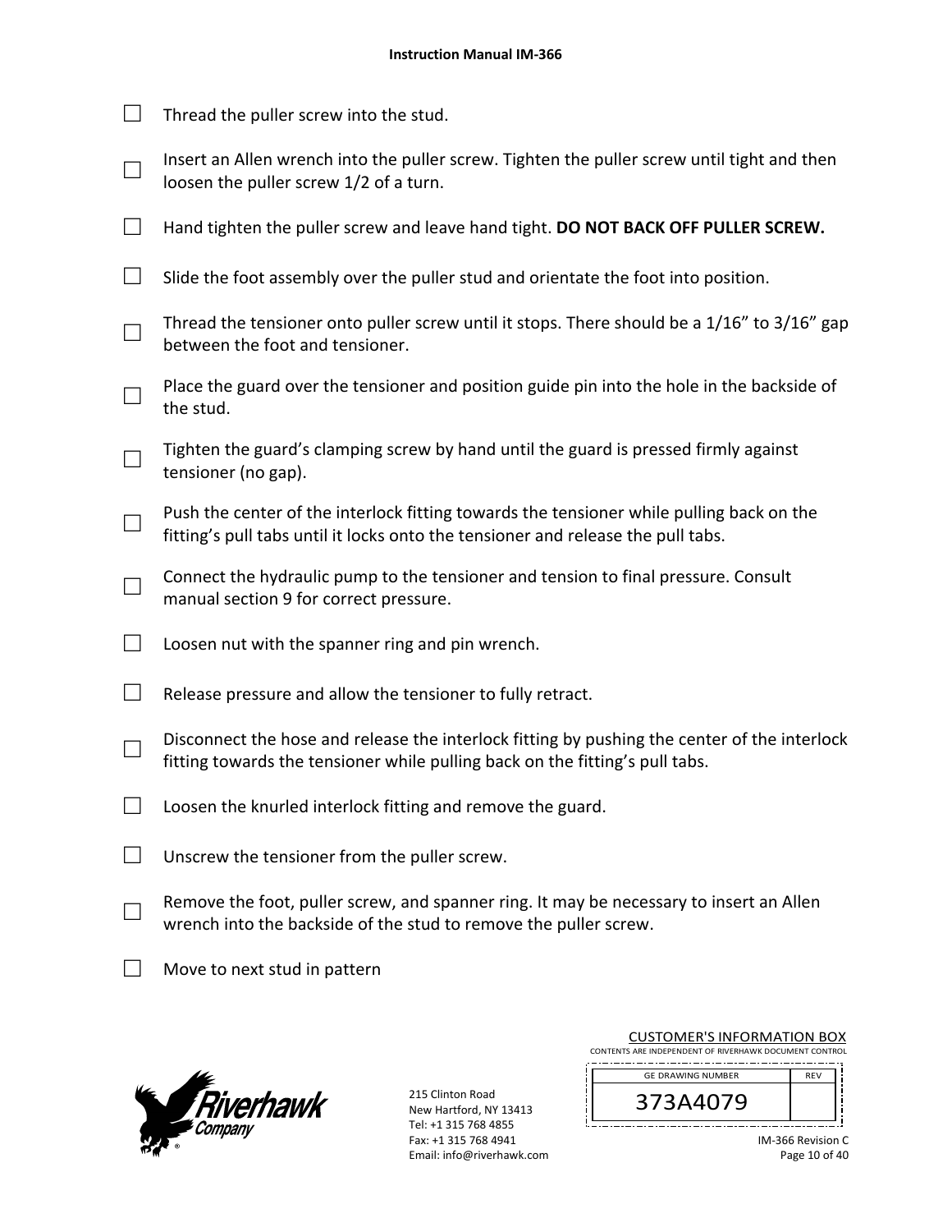- ☐ Thread the puller screw into the stud.
- ☐ Insert an Allen wrench into the puller screw. Tighten the puller screw until tight and then loosen the puller screw 1/2 of a turn.
- ☐ Hand tighten the puller screw and leave hand tight. **DO NOT BACK OFF PULLER SCREW.**
- ☐ Slide the foot assembly over the puller stud and orientate the foot into position.
- ☐ Thread the tensioner onto puller screw until it stops. There should be a 1/16" to 3/16" gap between the foot and tensioner.
- ☐ Place the guard over the tensioner and position guide pin into the hole in the backside of the stud.
- ☐ Tighten the guard's clamping screw by hand until the guard is pressed firmly against tensioner (no gap).
- ☐ Push the center of the interlock fitting towards the tensioner while pulling back on the fitting's pull tabs until it locks onto the tensioner and release the pull tabs.
- ☐ Connect the hydraulic pump to the tensioner and tension to final pressure. Consult manual section 9 for correct pressure.
- ☐ Loosen nut with the spanner ring and pin wrench.
- ☐ Release pressure and allow the tensioner to fully retract.
- ☐ Disconnect the hose and release the interlock fitting by pushing the center of the interlock fitting towards the tensioner while pulling back on the fitting's pull tabs.
- ☐ Loosen the knurled interlock fitting and remove the guard.
- ☐ Unscrew the tensioner from the puller screw.
- ☐ Remove the foot, puller screw, and spanner ring. It may be necessary to insert an Allen wrench into the backside of the stud to remove the puller screw.
- ☐ Move to next stud in pattern

215 Clinton Road
New Hartford, NY 13413
Tel: +1 315 768 4855
Fax: +1 315 768 4941
Email: info@riverhawk.com

CUSTOMER'S INFORMATION BOX
CONTENTS ARE INDEPENDENT OF RIVERHAWK DOCUMENT CONTROL

| GE DRAWING NUMBER | REV |
| --- | --- |
| 373A4079 | |

IM-366 Revision C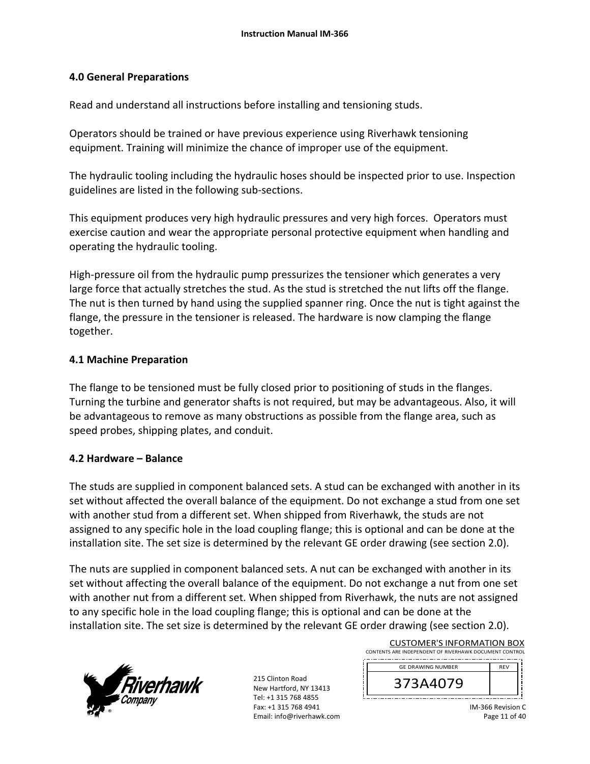## 4.0 General Preparations

Read and understand all instructions before installing and tensioning studs.

Operators should be trained or have previous experience using Riverhawk tensioning equipment. Training will minimize the chance of improper use of the equipment.

The hydraulic tooling including the hydraulic hoses should be inspected prior to use. Inspection guidelines are listed in the following sub-sections.

This equipment produces very high hydraulic pressures and very high forces. Operators must exercise caution and wear the appropriate personal protective equipment when handling and operating the hydraulic tooling.

High-pressure oil from the hydraulic pump pressurizes the tensioner which generates a very large force that actually stretches the stud. As the stud is stretched the nut lifts off the flange. The nut is then turned by hand using the supplied spanner ring. Once the nut is tight against the flange, the pressure in the tensioner is released. The hardware is now clamping the flange together.

### 4.1 Machine Preparation

The flange to be tensioned must be fully closed prior to positioning of studs in the flanges. Turning the turbine and generator shafts is not required, but may be advantageous. Also, it will be advantageous to remove as many obstructions as possible from the flange area, such as speed probes, shipping plates, and conduit.

### 4.2 Hardware – Balance

The studs are supplied in component balanced sets. A stud can be exchanged with another in its set without affected the overall balance of the equipment. Do not exchange a stud from one set with another stud from a different set. When shipped from Riverhawk, the studs are not assigned to any specific hole in the load coupling flange; this is optional and can be done at the installation site. The set size is determined by the relevant GE order drawing (see section 2.0).

The nuts are supplied in component balanced sets. A nut can be exchanged with another in its set without affecting the overall balance of the equipment. Do not exchange a nut from one set with another nut from a different set. When shipped from Riverhawk, the nuts are not assigned to any specific hole in the load coupling flange; this is optional and can be done at the installation site. The set size is determined by the relevant GE order drawing (see section 2.0).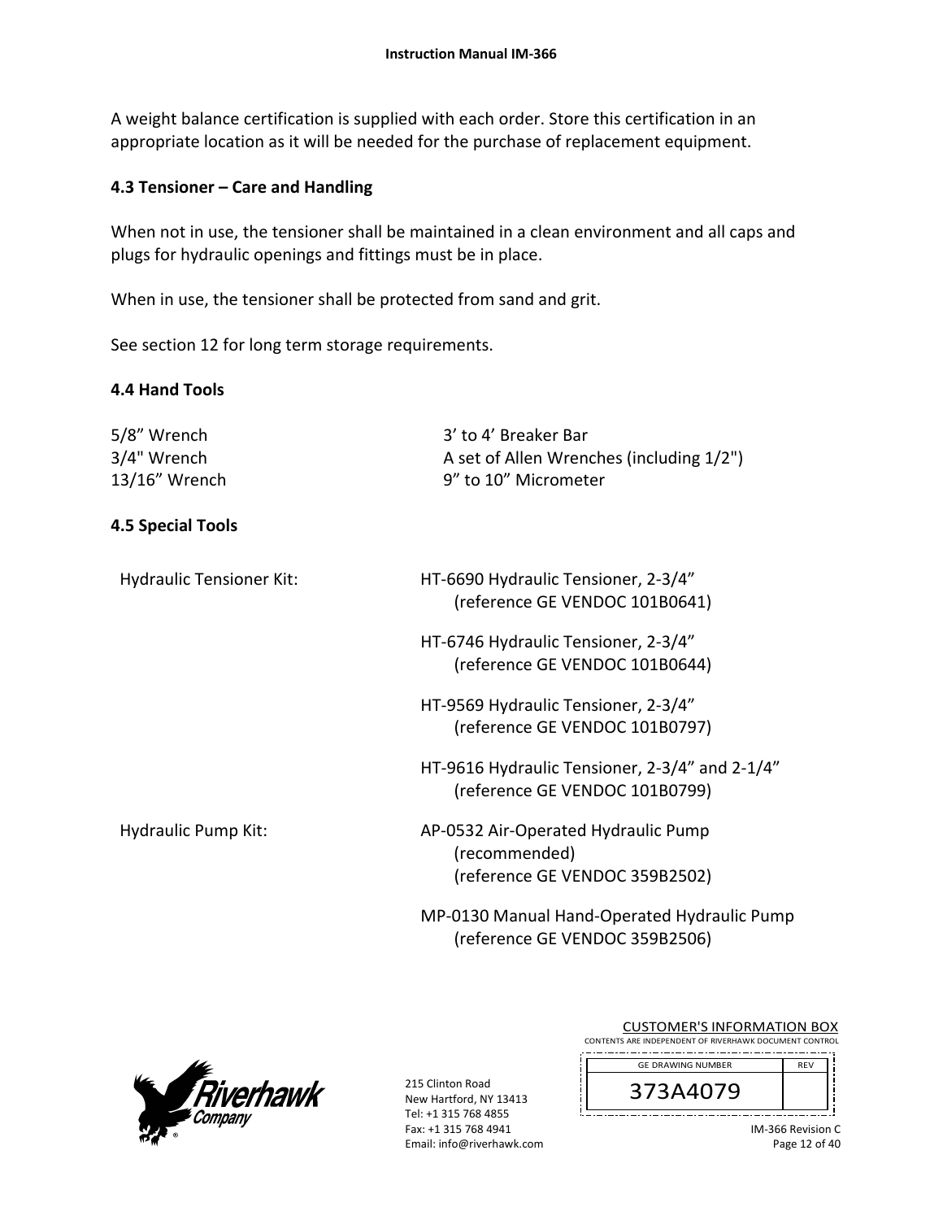A weight balance certification is supplied with each order. Store this certification in an appropriate location as it will be needed for the purchase of replacement equipment.

### 4.3 Tensioner – Care and Handling

When not in use, the tensioner shall be maintained in a clean environment and all caps and plugs for hydraulic openings and fittings must be in place.

When in use, the tensioner shall be protected from sand and grit.

See section 12 for long term storage requirements.

### 4.4 Hand Tools

| | |
|---|---|
| 5/8" Wrench | 3' to 4' Breaker Bar |
| 3/4" Wrench | A set of Allen Wrenches (including 1/2") |
| 13/16" Wrench | 9" to 10" Micrometer |

### 4.5 Special Tools

| | |
|---|---|
| Hydraulic Tensioner Kit: | HT-6690 Hydraulic Tensioner, 2-3/4" (reference GE VENDOC 101B0641) |
| | HT-6746 Hydraulic Tensioner, 2-3/4" (reference GE VENDOC 101B0644) |
| | HT-9569 Hydraulic Tensioner, 2-3/4" (reference GE VENDOC 101B0797) |
| | HT-9616 Hydraulic Tensioner, 2-3/4" and 2-1/4" (reference GE VENDOC 101B0799) |
| Hydraulic Pump Kit: | AP-0532 Air-Operated Hydraulic Pump (recommended) (reference GE VENDOC 359B2502) |
| | MP-0130 Manual Hand-Operated Hydraulic Pump (reference GE VENDOC 359B2506) |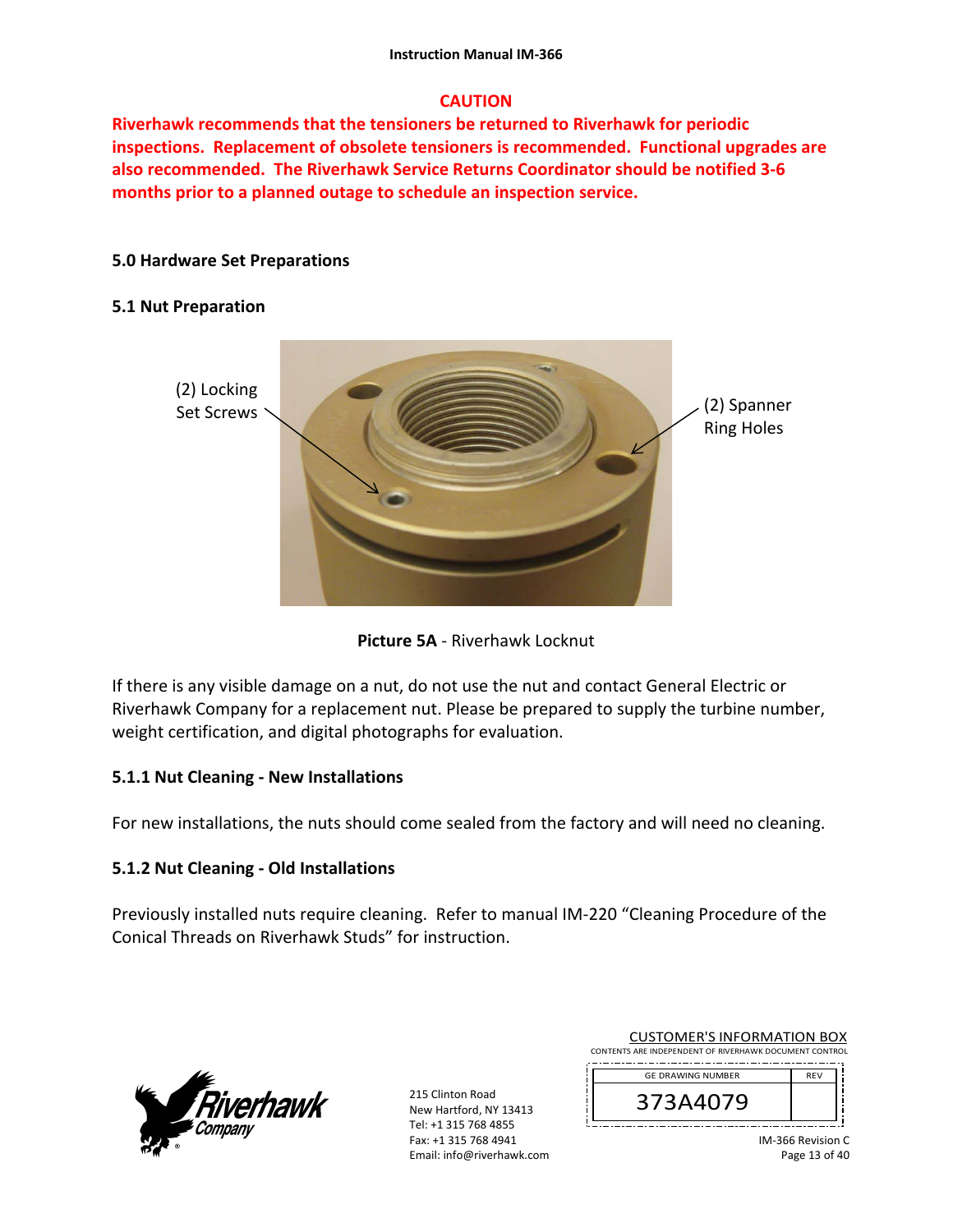**CAUTION**

**Riverhawk recommends that the tensioners be returned to Riverhawk for periodic inspections. Replacement of obsolete tensioners is recommended. Functional upgrades are also recommended. The Riverhawk Service Returns Coordinator should be notified 3-6 months prior to a planned outage to schedule an inspection service.**

## 5.0 Hardware Set Preparations

### 5.1 Nut Preparation

(2) Locking Set Screws

(2) Spanner Ring Holes

**Picture 5A** - Riverhawk Locknut

If there is any visible damage on a nut, do not use the nut and contact General Electric or Riverhawk Company for a replacement nut. Please be prepared to supply the turbine number, weight certification, and digital photographs for evaluation.

#### 5.1.1 Nut Cleaning - New Installations

For new installations, the nuts should come sealed from the factory and will need no cleaning.

#### 5.1.2 Nut Cleaning - Old Installations

Previously installed nuts require cleaning. Refer to manual IM-220 "Cleaning Procedure of the Conical Threads on Riverhawk Studs" for instruction.

215 Clinton Road
New Hartford, NY 13413
Tel: +1 315 768 4855
Fax: +1 315 768 4941
Email: info@riverhawk.com

CUSTOMER'S INFORMATION BOX
CONTENTS ARE INDEPENDENT OF RIVERHAWK DOCUMENT CONTROL

| GE DRAWING NUMBER | REV |
| --- | --- |
| 373A4079 | |

IM-366 Revision C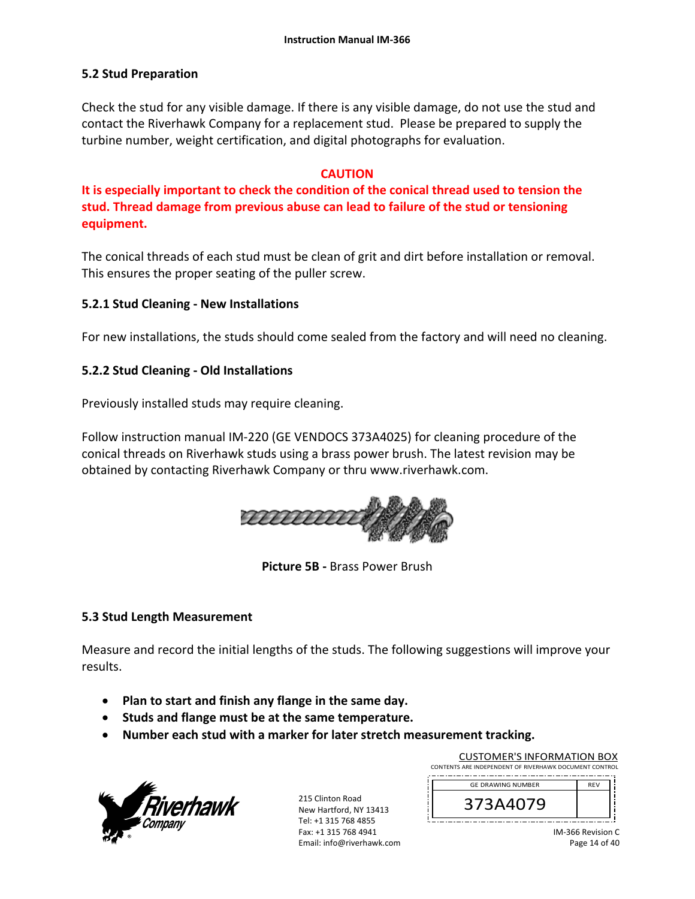## 5.2 Stud Preparation

Check the stud for any visible damage. If there is any visible damage, do not use the stud and contact the Riverhawk Company for a replacement stud. Please be prepared to supply the turbine number, weight certification, and digital photographs for evaluation.

**CAUTION**

**It is especially important to check the condition of the conical thread used to tension the stud. Thread damage from previous abuse can lead to failure of the stud or tensioning equipment.**

The conical threads of each stud must be clean of grit and dirt before installation or removal. This ensures the proper seating of the puller screw.

### 5.2.1 Stud Cleaning - New Installations

For new installations, the studs should come sealed from the factory and will need no cleaning.

### 5.2.2 Stud Cleaning - Old Installations

Previously installed studs may require cleaning.

Follow instruction manual IM-220 (GE VENDOCS 373A4025) for cleaning procedure of the conical threads on Riverhawk studs using a brass power brush. The latest revision may be obtained by contacting Riverhawk Company or thru www.riverhawk.com.

**Picture 5B -** Brass Power Brush

## 5.3 Stud Length Measurement

Measure and record the initial lengths of the studs. The following suggestions will improve your results.

- **Plan to start and finish any flange in the same day.**
- **Studs and flange must be at the same temperature.**
- **Number each stud with a marker for later stretch measurement tracking.**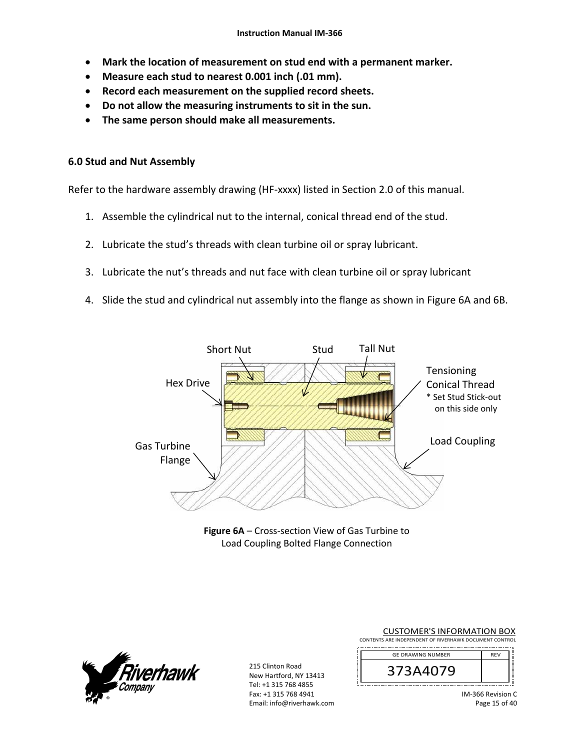- **Mark the location of measurement on stud end with a permanent marker.**
- **Measure each stud to nearest 0.001 inch (.01 mm).**
- **Record each measurement on the supplied record sheets.**
- **Do not allow the measuring instruments to sit in the sun.**
- **The same person should make all measurements.**

## 6.0 Stud and Nut Assembly

Refer to the hardware assembly drawing (HF-xxxx) listed in Section 2.0 of this manual.

1. Assemble the cylindrical nut to the internal, conical thread end of the stud.
2. Lubricate the stud's threads with clean turbine oil or spray lubricant.
3. Lubricate the nut's threads and nut face with clean turbine oil or spray lubricant
4. Slide the stud and cylindrical nut assembly into the flange as shown in Figure 6A and 6B.

Short Nut — Stud — Tall Nut — Hex Drive — Tensioning Conical Thread (* Set Stud Stick-out on this side only) — Gas Turbine Flange — Load Coupling

**Figure 6A** – Cross-section View of Gas Turbine to Load Coupling Bolted Flange Connection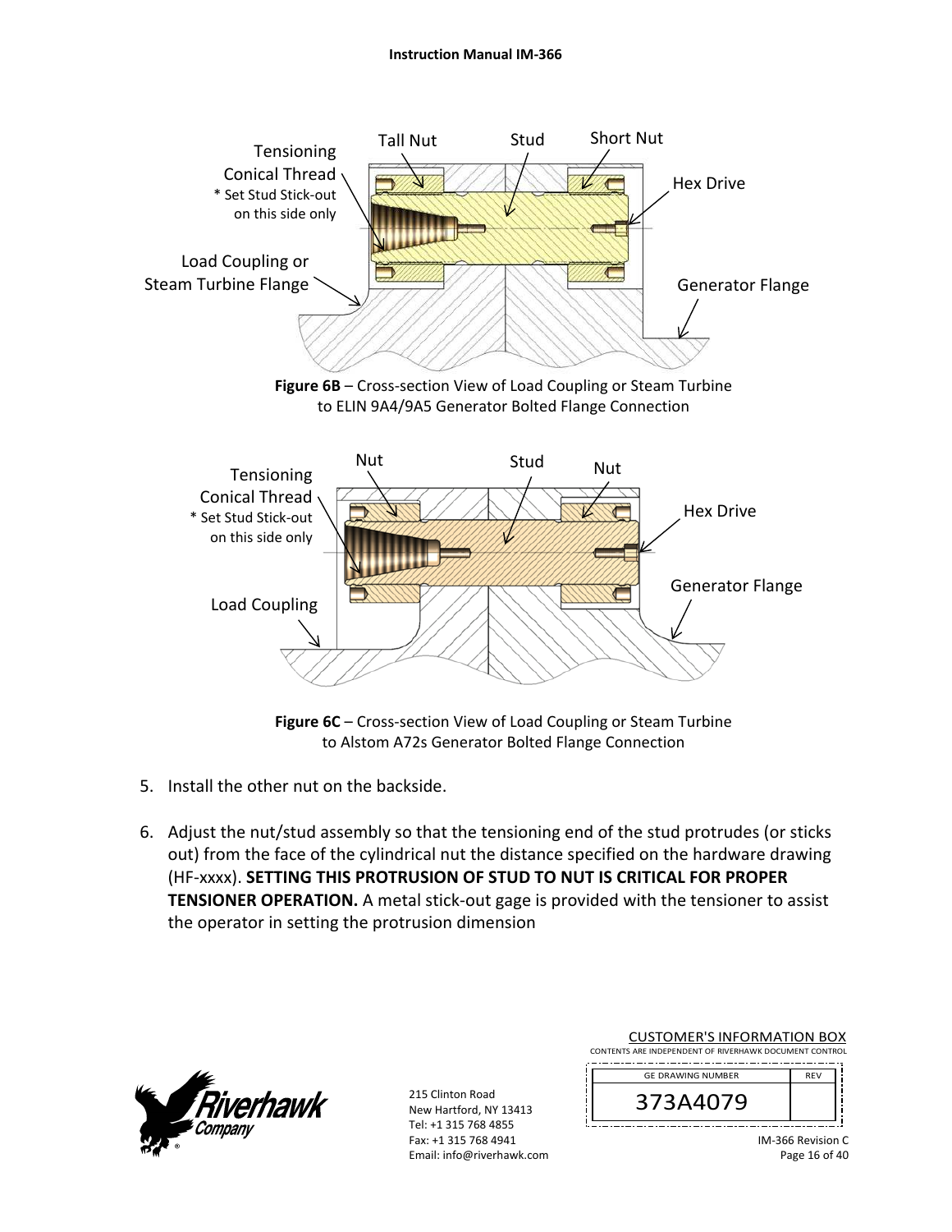Tensioning Conical Thread
* Set Stud Stick-out on this side only

Tall Nut

Stud

Short Nut

Hex Drive

Load Coupling or Steam Turbine Flange

Generator Flange

**Figure 6B** – Cross-section View of Load Coupling or Steam Turbine to ELIN 9A4/9A5 Generator Bolted Flange Connection

Tensioning Conical Thread
* Set Stud Stick-out on this side only

Nut

Stud

Nut

Hex Drive

Generator Flange

Load Coupling

**Figure 6C** – Cross-section View of Load Coupling or Steam Turbine to Alstom A72s Generator Bolted Flange Connection

5. Install the other nut on the backside.

6. Adjust the nut/stud assembly so that the tensioning end of the stud protrudes (or sticks out) from the face of the cylindrical nut the distance specified on the hardware drawing (HF-xxxx). **SETTING THIS PROTRUSION OF STUD TO NUT IS CRITICAL FOR PROPER TENSIONER OPERATION.** A metal stick-out gage is provided with the tensioner to assist the operator in setting the protrusion dimension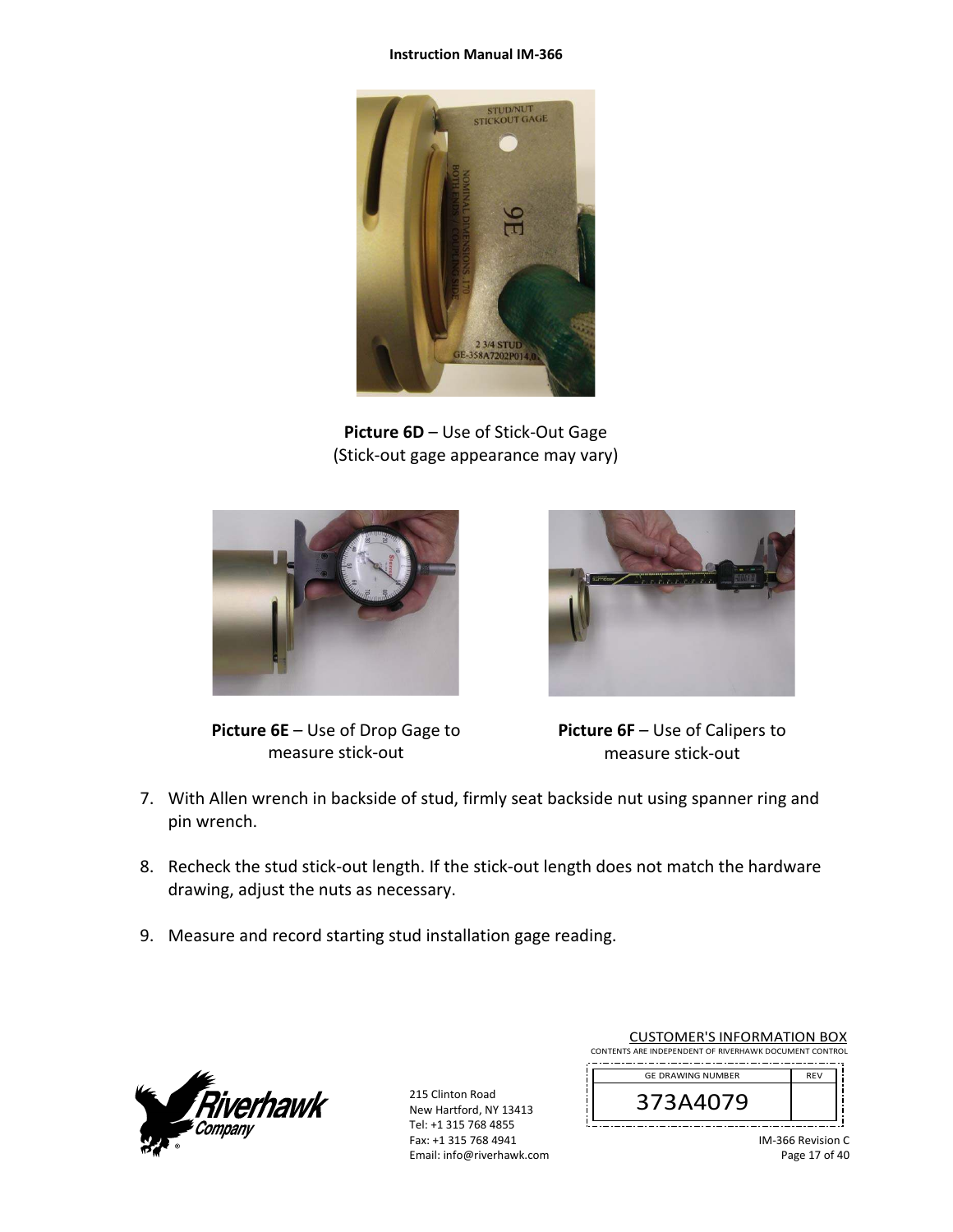**Picture 6D** – Use of Stick-Out Gage
(Stick-out gage appearance may vary)

**Picture 6E** – Use of Drop Gage to measure stick-out

**Picture 6F** – Use of Calipers to measure stick-out

7. With Allen wrench in backside of stud, firmly seat backside nut using spanner ring and pin wrench.

8. Recheck the stud stick-out length. If the stick-out length does not match the hardware drawing, adjust the nuts as necessary.

9. Measure and record starting stud installation gage reading.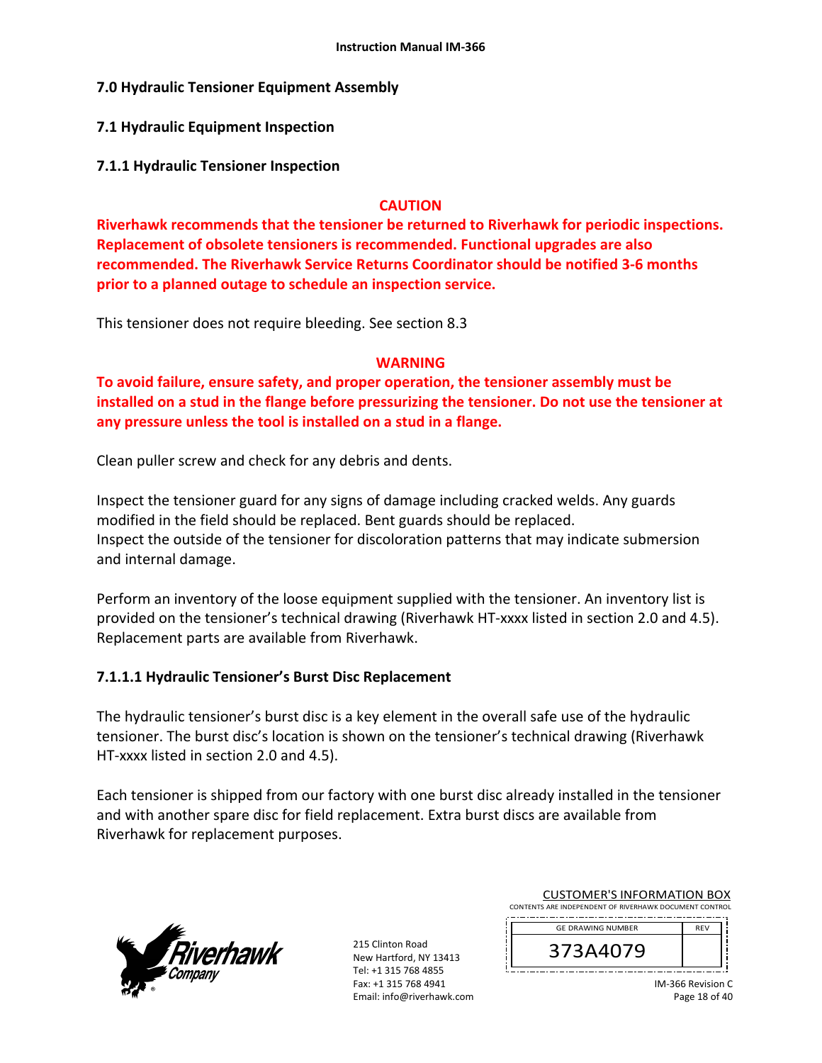## 7.0 Hydraulic Tensioner Equipment Assembly

### 7.1 Hydraulic Equipment Inspection

#### 7.1.1 Hydraulic Tensioner Inspection

**CAUTION**

**Riverhawk recommends that the tensioner be returned to Riverhawk for periodic inspections. Replacement of obsolete tensioners is recommended. Functional upgrades are also recommended. The Riverhawk Service Returns Coordinator should be notified 3-6 months prior to a planned outage to schedule an inspection service.**

This tensioner does not require bleeding. See section 8.3

**WARNING**

**To avoid failure, ensure safety, and proper operation, the tensioner assembly must be installed on a stud in the flange before pressurizing the tensioner. Do not use the tensioner at any pressure unless the tool is installed on a stud in a flange.**

Clean puller screw and check for any debris and dents.

Inspect the tensioner guard for any signs of damage including cracked welds. Any guards modified in the field should be replaced. Bent guards should be replaced.
Inspect the outside of the tensioner for discoloration patterns that may indicate submersion and internal damage.

Perform an inventory of the loose equipment supplied with the tensioner. An inventory list is provided on the tensioner's technical drawing (Riverhawk HT-xxxx listed in section 2.0 and 4.5). Replacement parts are available from Riverhawk.

##### 7.1.1.1 Hydraulic Tensioner's Burst Disc Replacement

The hydraulic tensioner's burst disc is a key element in the overall safe use of the hydraulic tensioner. The burst disc's location is shown on the tensioner's technical drawing (Riverhawk HT-xxxx listed in section 2.0 and 4.5).

Each tensioner is shipped from our factory with one burst disc already installed in the tensioner and with another spare disc for field replacement. Extra burst discs are available from Riverhawk for replacement purposes.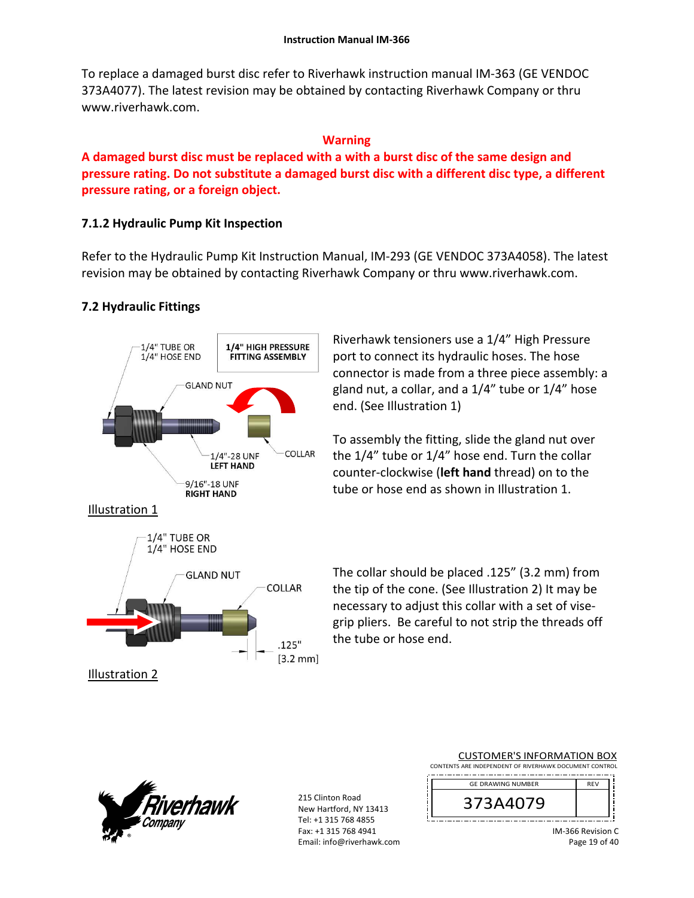To replace a damaged burst disc refer to Riverhawk instruction manual IM-363 (GE VENDOC 373A4077). The latest revision may be obtained by contacting Riverhawk Company or thru www.riverhawk.com.

**Warning**

**A damaged burst disc must be replaced with a with a burst disc of the same design and pressure rating. Do not substitute a damaged burst disc with a different disc type, a different pressure rating, or a foreign object.**

### 7.1.2 Hydraulic Pump Kit Inspection

Refer to the Hydraulic Pump Kit Instruction Manual, IM-293 (GE VENDOC 373A4058). The latest revision may be obtained by contacting Riverhawk Company or thru www.riverhawk.com.

## 7.2 Hydraulic Fittings

Riverhawk tensioners use a 1/4" High Pressure port to connect its hydraulic hoses. The hose connector is made from a three piece assembly: a gland nut, a collar, and a 1/4" tube or 1/4" hose end. (See Illustration 1)

To assembly the fitting, slide the gland nut over the 1/4" tube or 1/4" hose end. Turn the collar counter-clockwise (**left hand** thread) on to the tube or hose end as shown in Illustration 1.

Illustration 1

The collar should be placed .125" (3.2 mm) from the tip of the cone. (See Illustration 2) It may be necessary to adjust this collar with a set of vise-grip pliers. Be careful to not strip the threads off the tube or hose end.

Illustration 2

215 Clinton Road
New Hartford, NY 13413
Tel: +1 315 768 4855
Fax: +1 315 768 4941
Email: info@riverhawk.com

CUSTOMER'S INFORMATION BOX
CONTENTS ARE INDEPENDENT OF RIVERHAWK DOCUMENT CONTROL

| GE DRAWING NUMBER | REV |
|---|---|
| 373A4079 | |

IM-366 Revision C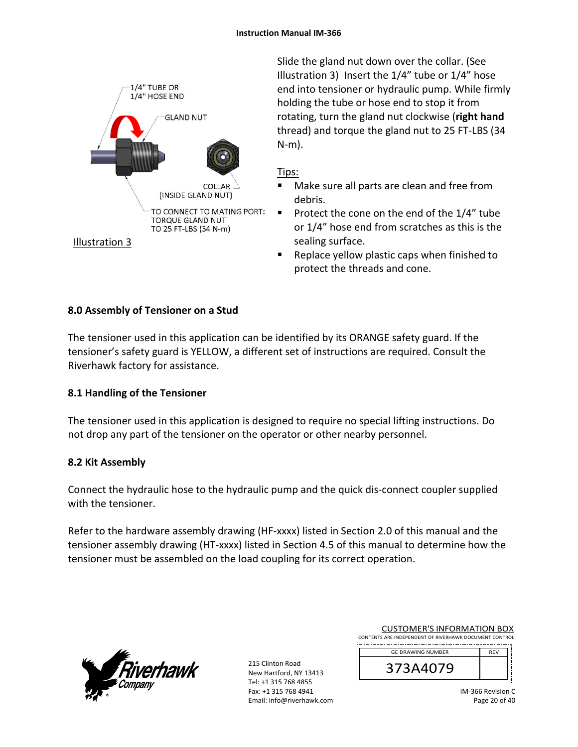1/4" TUBE OR
1/4" HOSE END

GLAND NUT

COLLAR
(INSIDE GLAND NUT)

TO CONNECT TO MATING PORT:
TORQUE GLAND NUT
TO 25 FT-LBS (34 N-m)

Illustration 3

Slide the gland nut down over the collar. (See Illustration 3) Insert the 1/4" tube or 1/4" hose end into tensioner or hydraulic pump. While firmly holding the tube or hose end to stop it from rotating, turn the gland nut clockwise (**right hand** thread) and torque the gland nut to 25 FT-LBS (34 N-m).

Tips:

- Make sure all parts are clean and free from debris.
- Protect the cone on the end of the 1/4" tube or 1/4" hose end from scratches as this is the sealing surface.
- Replace yellow plastic caps when finished to protect the threads and cone.

## 8.0 Assembly of Tensioner on a Stud

The tensioner used in this application can be identified by its ORANGE safety guard. If the tensioner's safety guard is YELLOW, a different set of instructions are required. Consult the Riverhawk factory for assistance.

### 8.1 Handling of the Tensioner

The tensioner used in this application is designed to require no special lifting instructions. Do not drop any part of the tensioner on the operator or other nearby personnel.

### 8.2 Kit Assembly

Connect the hydraulic hose to the hydraulic pump and the quick dis-connect coupler supplied with the tensioner.

Refer to the hardware assembly drawing (HF-xxxx) listed in Section 2.0 of this manual and the tensioner assembly drawing (HT-xxxx) listed in Section 4.5 of this manual to determine how the tensioner must be assembled on the load coupling for its correct operation.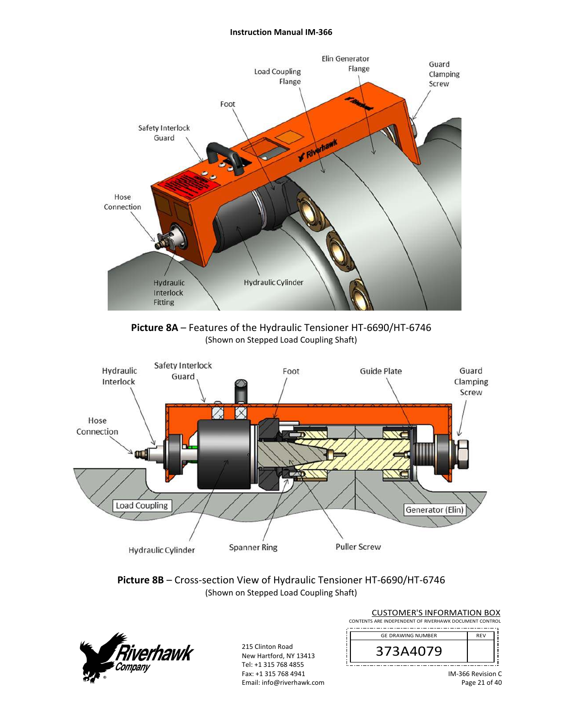Picture 8A – Features of the Hydraulic Tensioner HT-6690/HT-6746
(Shown on Stepped Load Coupling Shaft)

Picture 8B – Cross-section View of Hydraulic Tensioner HT-6690/HT-6746
(Shown on Stepped Load Coupling Shaft)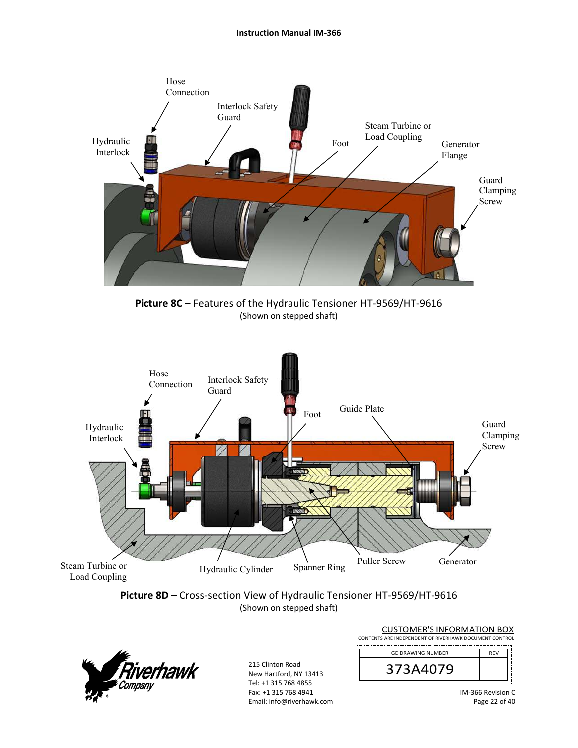**Picture 8C** – Features of the Hydraulic Tensioner HT-9569/HT-9616
(Shown on stepped shaft)

**Picture 8D** – Cross-section View of Hydraulic Tensioner HT-9569/HT-9616
(Shown on stepped shaft)

CUSTOMER'S INFORMATION BOX
CONTENTS ARE INDEPENDENT OF RIVERHAWK DOCUMENT CONTROL

| GE DRAWING NUMBER | REV |
|---|---|
| 373A4079 | |

215 Clinton Road
New Hartford, NY 13413
Tel: +1 315 768 4855
Fax: +1 315 768 4941
Email: info@riverhawk.com

IM-366 Revision C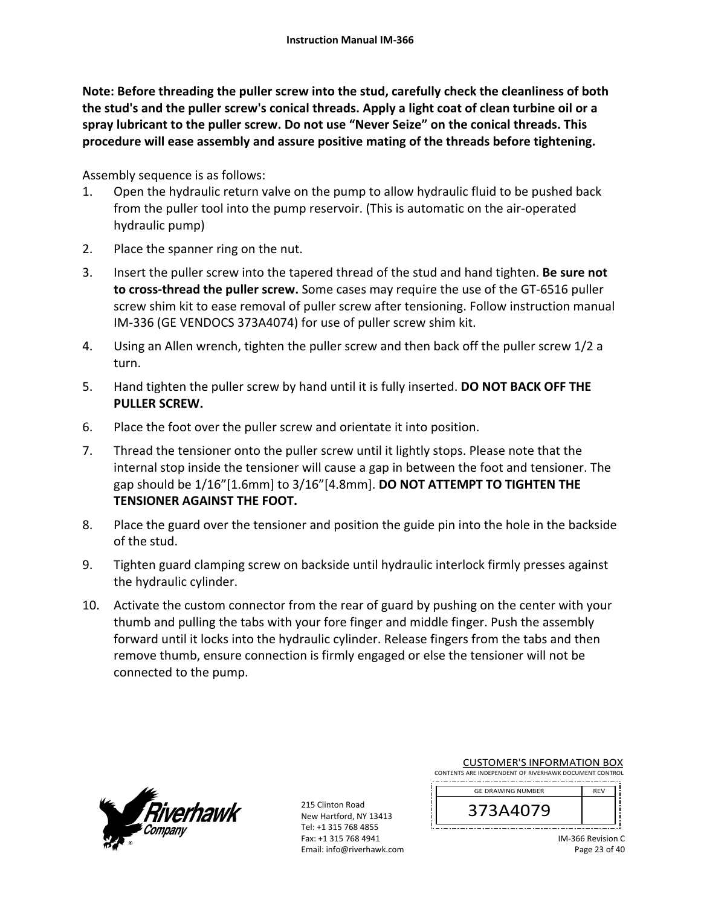**Note: Before threading the puller screw into the stud, carefully check the cleanliness of both the stud's and the puller screw's conical threads. Apply a light coat of clean turbine oil or a spray lubricant to the puller screw. Do not use "Never Seize" on the conical threads. This procedure will ease assembly and assure positive mating of the threads before tightening.**

Assembly sequence is as follows:

1. Open the hydraulic return valve on the pump to allow hydraulic fluid to be pushed back from the puller tool into the pump reservoir. (This is automatic on the air-operated hydraulic pump)
2. Place the spanner ring on the nut.
3. Insert the puller screw into the tapered thread of the stud and hand tighten. **Be sure not to cross-thread the puller screw.** Some cases may require the use of the GT-6516 puller screw shim kit to ease removal of puller screw after tensioning. Follow instruction manual IM-336 (GE VENDOCS 373A4074) for use of puller screw shim kit.
4. Using an Allen wrench, tighten the puller screw and then back off the puller screw 1/2 a turn.
5. Hand tighten the puller screw by hand until it is fully inserted. **DO NOT BACK OFF THE PULLER SCREW.**
6. Place the foot over the puller screw and orientate it into position.
7. Thread the tensioner onto the puller screw until it lightly stops. Please note that the internal stop inside the tensioner will cause a gap in between the foot and tensioner. The gap should be 1/16"[1.6mm] to 3/16"[4.8mm]. **DO NOT ATTEMPT TO TIGHTEN THE TENSIONER AGAINST THE FOOT.**
8. Place the guard over the tensioner and position the guide pin into the hole in the backside of the stud.
9. Tighten guard clamping screw on backside until hydraulic interlock firmly presses against the hydraulic cylinder.
10. Activate the custom connector from the rear of guard by pushing on the center with your thumb and pulling the tabs with your fore finger and middle finger. Push the assembly forward until it locks into the hydraulic cylinder. Release fingers from the tabs and then remove thumb, ensure connection is firmly engaged or else the tensioner will not be connected to the pump.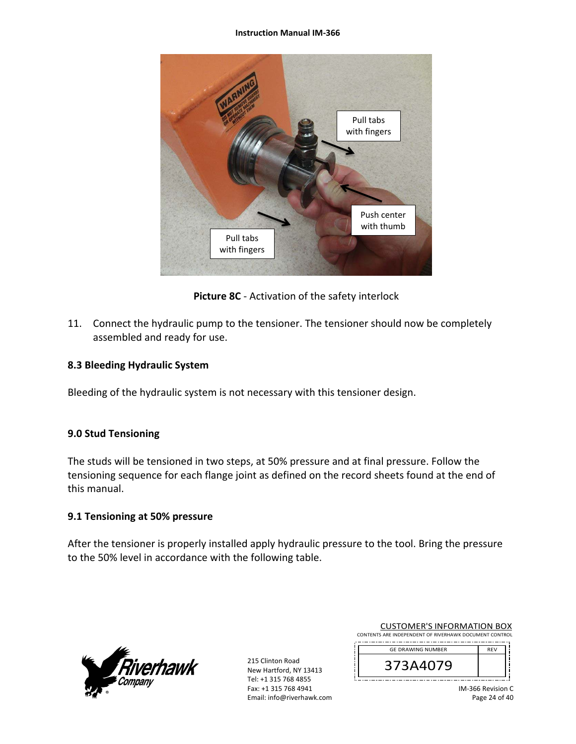**Picture 8C** - Activation of the safety interlock

11. Connect the hydraulic pump to the tensioner. The tensioner should now be completely assembled and ready for use.

### 8.3 Bleeding Hydraulic System

Bleeding of the hydraulic system is not necessary with this tensioner design.

## 9.0 Stud Tensioning

The studs will be tensioned in two steps, at 50% pressure and at final pressure. Follow the tensioning sequence for each flange joint as defined on the record sheets found at the end of this manual.

### 9.1 Tensioning at 50% pressure

After the tensioner is properly installed apply hydraulic pressure to the tool. Bring the pressure to the 50% level in accordance with the following table.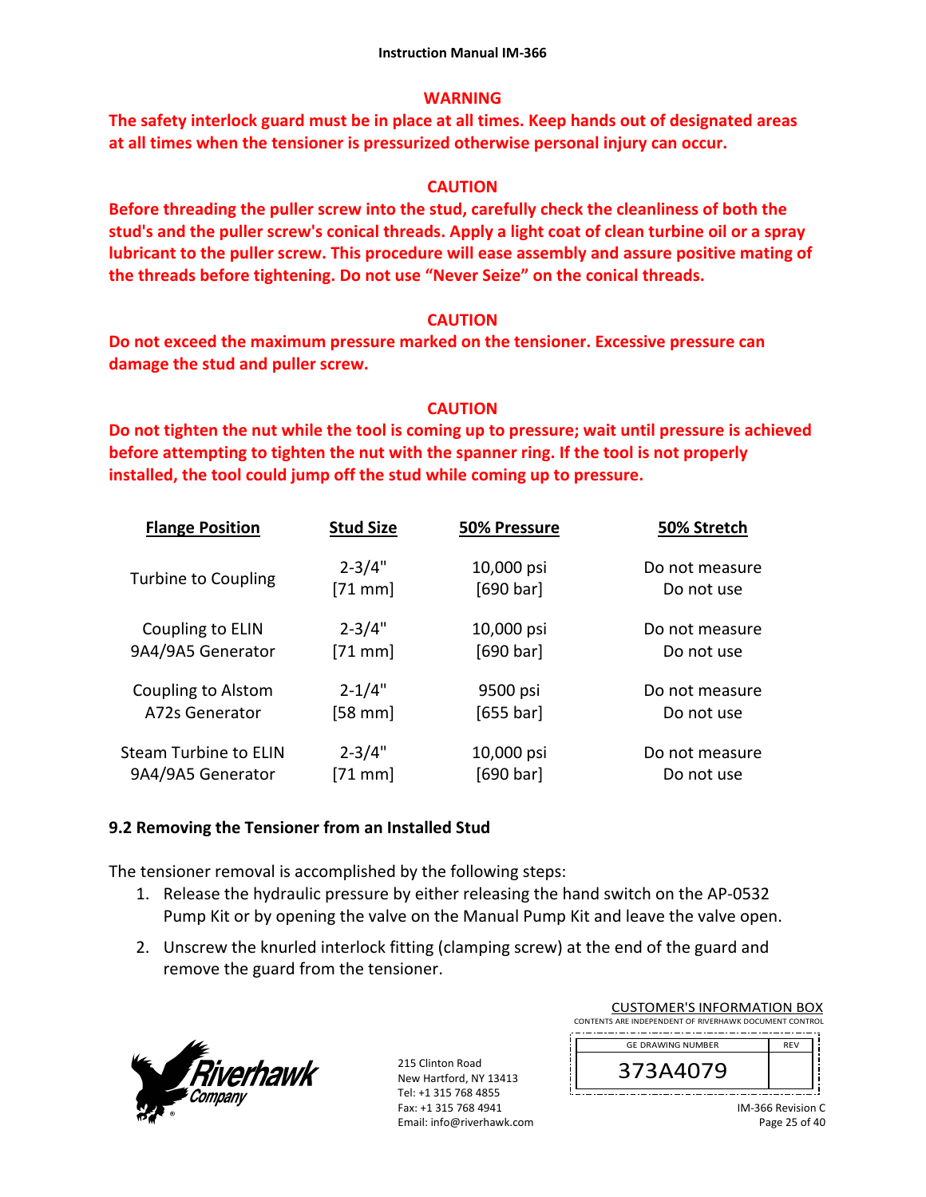**WARNING**

**The safety interlock guard must be in place at all times. Keep hands out of designated areas at all times when the tensioner is pressurized otherwise personal injury can occur.**

**CAUTION**

**Before threading the puller screw into the stud, carefully check the cleanliness of both the stud's and the puller screw's conical threads. Apply a light coat of clean turbine oil or a spray lubricant to the puller screw. This procedure will ease assembly and assure positive mating of the threads before tightening. Do not use "Never Seize" on the conical threads.**

**CAUTION**

**Do not exceed the maximum pressure marked on the tensioner. Excessive pressure can damage the stud and puller screw.**

**CAUTION**

**Do not tighten the nut while the tool is coming up to pressure; wait until pressure is achieved before attempting to tighten the nut with the spanner ring. If the tool is not properly installed, the tool could jump off the stud while coming up to pressure.**

| Flange Position | Stud Size | 50% Pressure | 50% Stretch |
|---|---|---|---|
| Turbine to Coupling | 2-3/4" [71 mm] | 10,000 psi [690 bar] | Do not measure Do not use |
| Coupling to ELIN 9A4/9A5 Generator | 2-3/4" [71 mm] | 10,000 psi [690 bar] | Do not measure Do not use |
| Coupling to Alstom A72s Generator | 2-1/4" [58 mm] | 9500 psi [655 bar] | Do not measure Do not use |
| Steam Turbine to ELIN 9A4/9A5 Generator | 2-3/4" [71 mm] | 10,000 psi [690 bar] | Do not measure Do not use |

### 9.2 Removing the Tensioner from an Installed Stud

The tensioner removal is accomplished by the following steps:

1. Release the hydraulic pressure by either releasing the hand switch on the AP-0532 Pump Kit or by opening the valve on the Manual Pump Kit and leave the valve open.
2. Unscrew the knurled interlock fitting (clamping screw) at the end of the guard and remove the guard from the tensioner.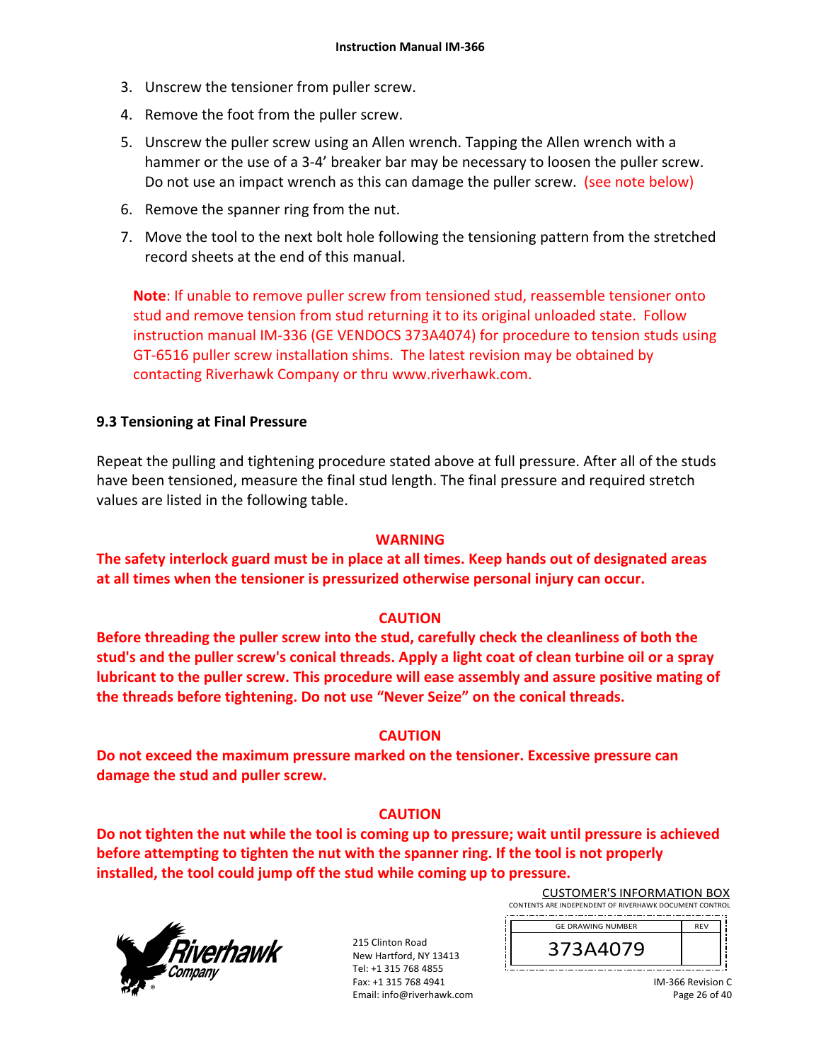3. Unscrew the tensioner from puller screw.
4. Remove the foot from the puller screw.
5. Unscrew the puller screw using an Allen wrench. Tapping the Allen wrench with a hammer or the use of a 3-4' breaker bar may be necessary to loosen the puller screw. Do not use an impact wrench as this can damage the puller screw. (see note below)
6. Remove the spanner ring from the nut.
7. Move the tool to the next bolt hole following the tensioning pattern from the stretched record sheets at the end of this manual.

**Note**: If unable to remove puller screw from tensioned stud, reassemble tensioner onto stud and remove tension from stud returning it to its original unloaded state. Follow instruction manual IM-336 (GE VENDOCS 373A4074) for procedure to tension studs using GT-6516 puller screw installation shims. The latest revision may be obtained by contacting Riverhawk Company or thru www.riverhawk.com.

### 9.3 Tensioning at Final Pressure

Repeat the pulling and tightening procedure stated above at full pressure. After all of the studs have been tensioned, measure the final stud length. The final pressure and required stretch values are listed in the following table.

**WARNING**

**The safety interlock guard must be in place at all times. Keep hands out of designated areas at all times when the tensioner is pressurized otherwise personal injury can occur.**

**CAUTION**

**Before threading the puller screw into the stud, carefully check the cleanliness of both the stud's and the puller screw's conical threads. Apply a light coat of clean turbine oil or a spray lubricant to the puller screw. This procedure will ease assembly and assure positive mating of the threads before tightening. Do not use "Never Seize" on the conical threads.**

**CAUTION**

**Do not exceed the maximum pressure marked on the tensioner. Excessive pressure can damage the stud and puller screw.**

**CAUTION**

**Do not tighten the nut while the tool is coming up to pressure; wait until pressure is achieved before attempting to tighten the nut with the spanner ring. If the tool is not properly installed, the tool could jump off the stud while coming up to pressure.**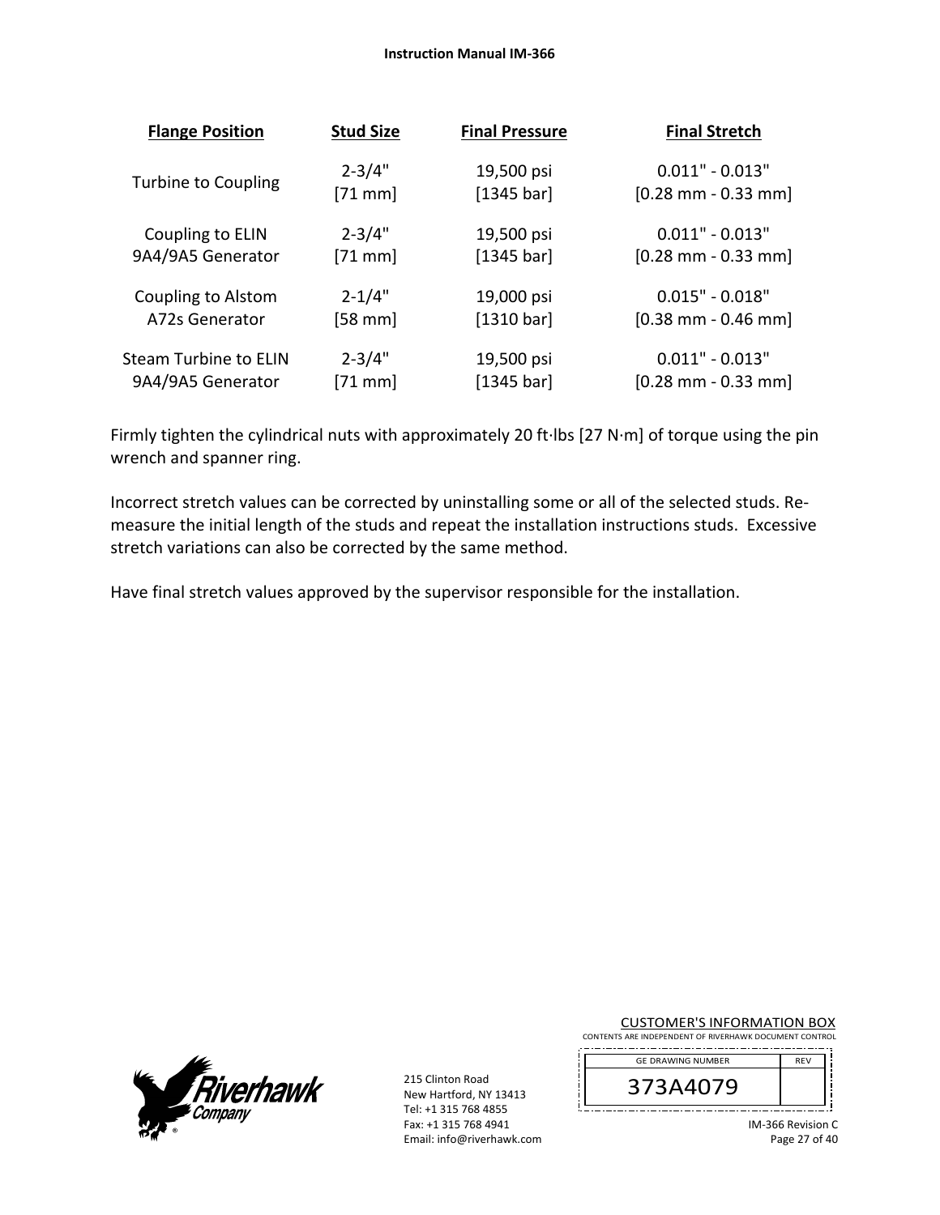| Flange Position | Stud Size | Final Pressure | Final Stretch |
|---|---|---|---|
| Turbine to Coupling | 2-3/4" [71 mm] | 19,500 psi [1345 bar] | 0.011" - 0.013" [0.28 mm - 0.33 mm] |
| Coupling to ELIN 9A4/9A5 Generator | 2-3/4" [71 mm] | 19,500 psi [1345 bar] | 0.011" - 0.013" [0.28 mm - 0.33 mm] |
| Coupling to Alstom A72s Generator | 2-1/4" [58 mm] | 19,000 psi [1310 bar] | 0.015" - 0.018" [0.38 mm - 0.46 mm] |
| Steam Turbine to ELIN 9A4/9A5 Generator | 2-3/4" [71 mm] | 19,500 psi [1345 bar] | 0.011" - 0.013" [0.28 mm - 0.33 mm] |

Firmly tighten the cylindrical nuts with approximately 20 ft·lbs [27 N·m] of torque using the pin wrench and spanner ring.

Incorrect stretch values can be corrected by uninstalling some or all of the selected studs. Re-measure the initial length of the studs and repeat the installation instructions studs. Excessive stretch variations can also be corrected by the same method.

Have final stretch values approved by the supervisor responsible for the installation.

215 Clinton Road
New Hartford, NY 13413
Tel: +1 315 768 4855
Fax: +1 315 768 4941
Email: info@riverhawk.com

CUSTOMER'S INFORMATION BOX
CONTENTS ARE INDEPENDENT OF RIVERHAWK DOCUMENT CONTROL

| GE DRAWING NUMBER | REV |
|---|---|
| 373A4079 | |

IM-366 Revision C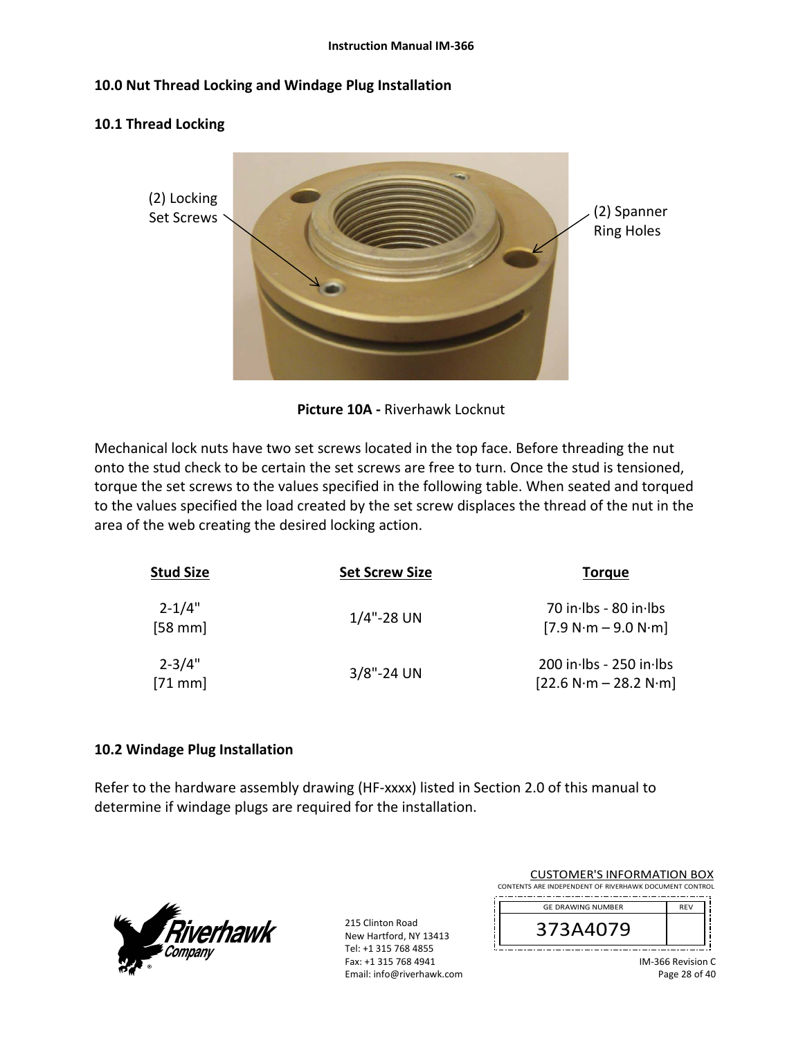## 10.0 Nut Thread Locking and Windage Plug Installation

### 10.1 Thread Locking

(2) Locking Set Screws

(2) Spanner Ring Holes

**Picture 10A -** Riverhawk Locknut

Mechanical lock nuts have two set screws located in the top face. Before threading the nut onto the stud check to be certain the set screws are free to turn. Once the stud is tensioned, torque the set screws to the values specified in the following table. When seated and torqued to the values specified the load created by the set screw displaces the thread of the nut in the area of the web creating the desired locking action.

| Stud Size | Set Screw Size | Torque |
|---|---|---|
| 2-1/4" [58 mm] | 1/4"-28 UN | 70 in·lbs - 80 in·lbs [7.9 N·m – 9.0 N·m] |
| 2-3/4" [71 mm] | 3/8"-24 UN | 200 in·lbs - 250 in·lbs [22.6 N·m – 28.2 N·m] |

### 10.2 Windage Plug Installation

Refer to the hardware assembly drawing (HF-xxxx) listed in Section 2.0 of this manual to determine if windage plugs are required for the installation.

215 Clinton Road
New Hartford, NY 13413
Tel: +1 315 768 4855
Fax: +1 315 768 4941
Email: info@riverhawk.com

CUSTOMER'S INFORMATION BOX
CONTENTS ARE INDEPENDENT OF RIVERHAWK DOCUMENT CONTROL

| GE DRAWING NUMBER | REV |
|---|---|
| 373A4079 | |

IM-366 Revision C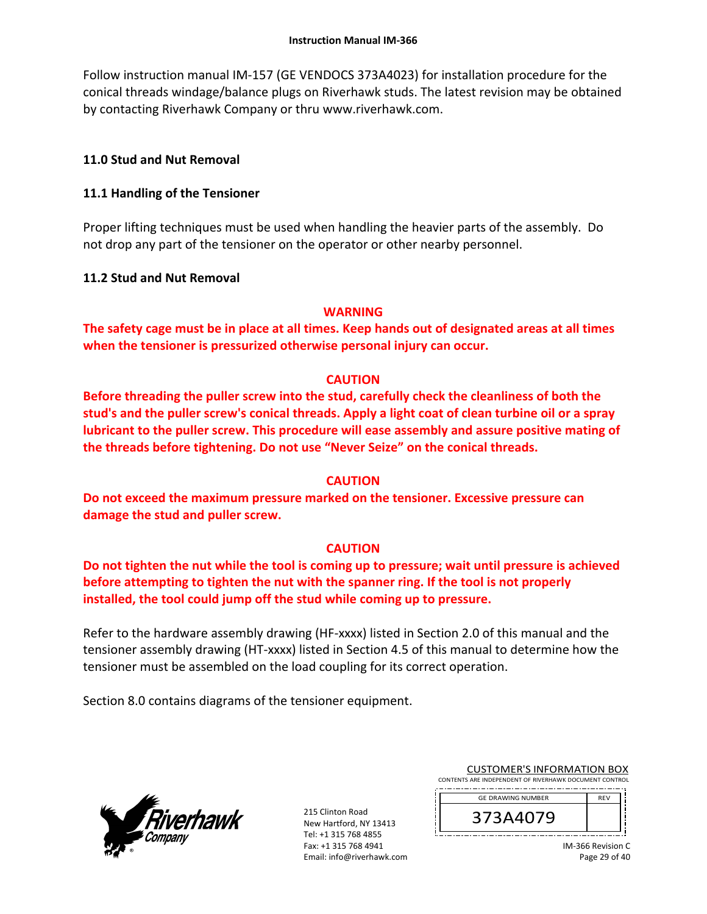Follow instruction manual IM-157 (GE VENDOCS 373A4023) for installation procedure for the conical threads windage/balance plugs on Riverhawk studs. The latest revision may be obtained by contacting Riverhawk Company or thru www.riverhawk.com.

## 11.0 Stud and Nut Removal

### 11.1 Handling of the Tensioner

Proper lifting techniques must be used when handling the heavier parts of the assembly. Do not drop any part of the tensioner on the operator or other nearby personnel.

### 11.2 Stud and Nut Removal

**WARNING**

**The safety cage must be in place at all times. Keep hands out of designated areas at all times when the tensioner is pressurized otherwise personal injury can occur.**

**CAUTION**

**Before threading the puller screw into the stud, carefully check the cleanliness of both the stud's and the puller screw's conical threads. Apply a light coat of clean turbine oil or a spray lubricant to the puller screw. This procedure will ease assembly and assure positive mating of the threads before tightening. Do not use "Never Seize" on the conical threads.**

**CAUTION**

**Do not exceed the maximum pressure marked on the tensioner. Excessive pressure can damage the stud and puller screw.**

**CAUTION**

**Do not tighten the nut while the tool is coming up to pressure; wait until pressure is achieved before attempting to tighten the nut with the spanner ring. If the tool is not properly installed, the tool could jump off the stud while coming up to pressure.**

Refer to the hardware assembly drawing (HF-xxxx) listed in Section 2.0 of this manual and the tensioner assembly drawing (HT-xxxx) listed in Section 4.5 of this manual to determine how the tensioner must be assembled on the load coupling for its correct operation.

Section 8.0 contains diagrams of the tensioner equipment.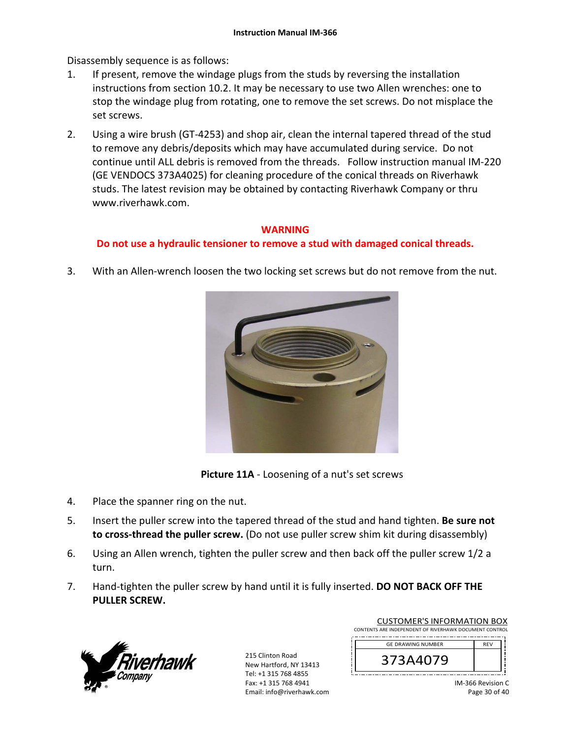Disassembly sequence is as follows:

1. If present, remove the windage plugs from the studs by reversing the installation instructions from section 10.2. It may be necessary to use two Allen wrenches: one to stop the windage plug from rotating, one to remove the set screws. Do not misplace the set screws.

2. Using a wire brush (GT-4253) and shop air, clean the internal tapered thread of the stud to remove any debris/deposits which may have accumulated during service. Do not continue until ALL debris is removed from the threads. Follow instruction manual IM-220 (GE VENDOCS 373A4025) for cleaning procedure of the conical threads on Riverhawk studs. The latest revision may be obtained by contacting Riverhawk Company or thru www.riverhawk.com.

**WARNING**

**Do not use a hydraulic tensioner to remove a stud with damaged conical threads.**

3. With an Allen-wrench loosen the two locking set screws but do not remove from the nut.

**Picture 11A** - Loosening of a nut's set screws

4. Place the spanner ring on the nut.

5. Insert the puller screw into the tapered thread of the stud and hand tighten. **Be sure not to cross-thread the puller screw.** (Do not use puller screw shim kit during disassembly)

6. Using an Allen wrench, tighten the puller screw and then back off the puller screw 1/2 a turn.

7. Hand-tighten the puller screw by hand until it is fully inserted. **DO NOT BACK OFF THE PULLER SCREW.**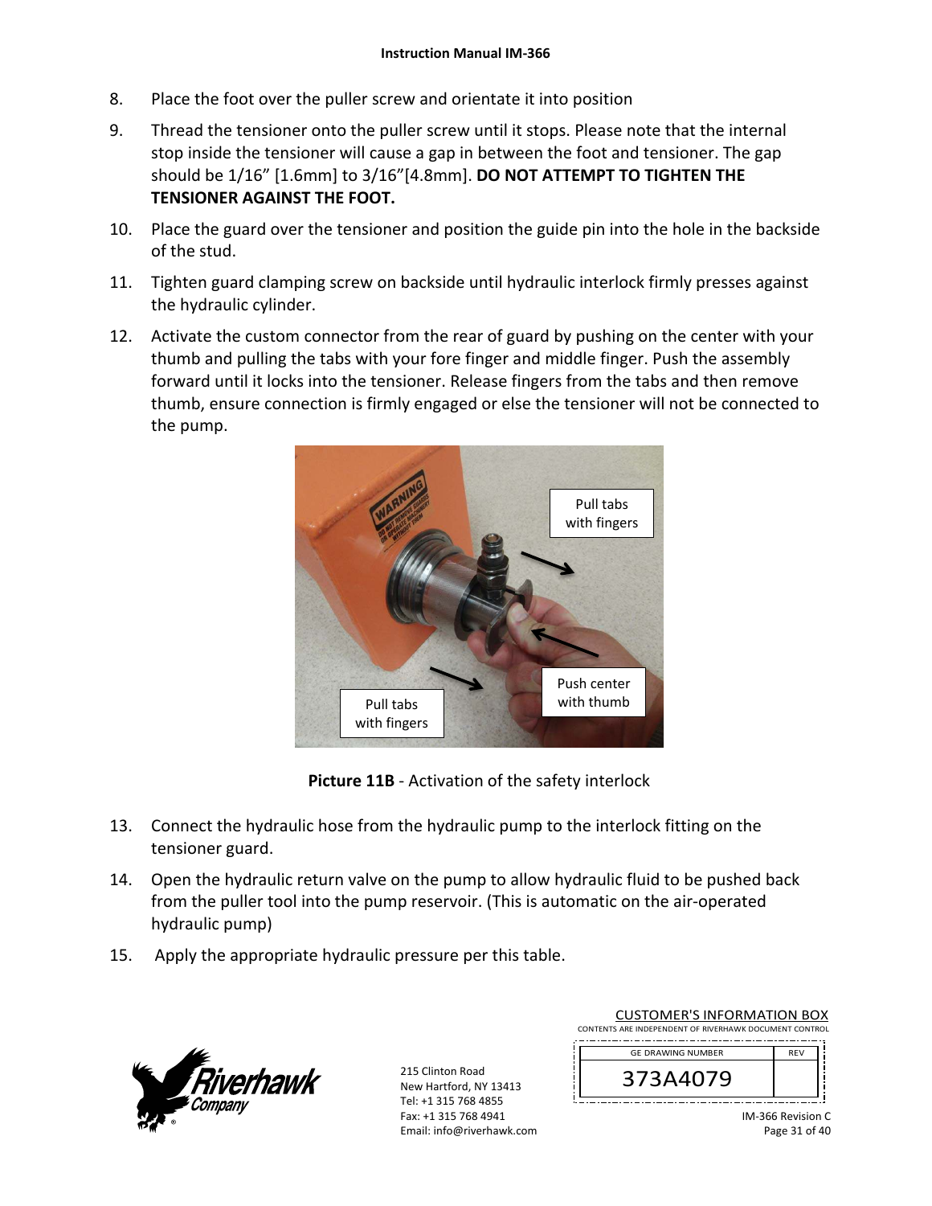8. Place the foot over the puller screw and orientate it into position

9. Thread the tensioner onto the puller screw until it stops. Please note that the internal stop inside the tensioner will cause a gap in between the foot and tensioner. The gap should be 1/16" [1.6mm] to 3/16"[4.8mm]. **DO NOT ATTEMPT TO TIGHTEN THE TENSIONER AGAINST THE FOOT.**

10. Place the guard over the tensioner and position the guide pin into the hole in the backside of the stud.

11. Tighten guard clamping screw on backside until hydraulic interlock firmly presses against the hydraulic cylinder.

12. Activate the custom connector from the rear of guard by pushing on the center with your thumb and pulling the tabs with your fore finger and middle finger. Push the assembly forward until it locks into the tensioner. Release fingers from the tabs and then remove thumb, ensure connection is firmly engaged or else the tensioner will not be connected to the pump.

**Picture 11B** - Activation of the safety interlock

13. Connect the hydraulic hose from the hydraulic pump to the interlock fitting on the tensioner guard.

14. Open the hydraulic return valve on the pump to allow hydraulic fluid to be pushed back from the puller tool into the pump reservoir. (This is automatic on the air-operated hydraulic pump)

15. Apply the appropriate hydraulic pressure per this table.

CUSTOMER'S INFORMATION BOX
CONTENTS ARE INDEPENDENT OF RIVERHAWK DOCUMENT CONTROL

| GE DRAWING NUMBER | REV |
|---|---|
| 373A4079 | |

215 Clinton Road
New Hartford, NY 13413
Tel: +1 315 768 4855
Fax: +1 315 768 4941
Email: info@riverhawk.com

IM-366 Revision C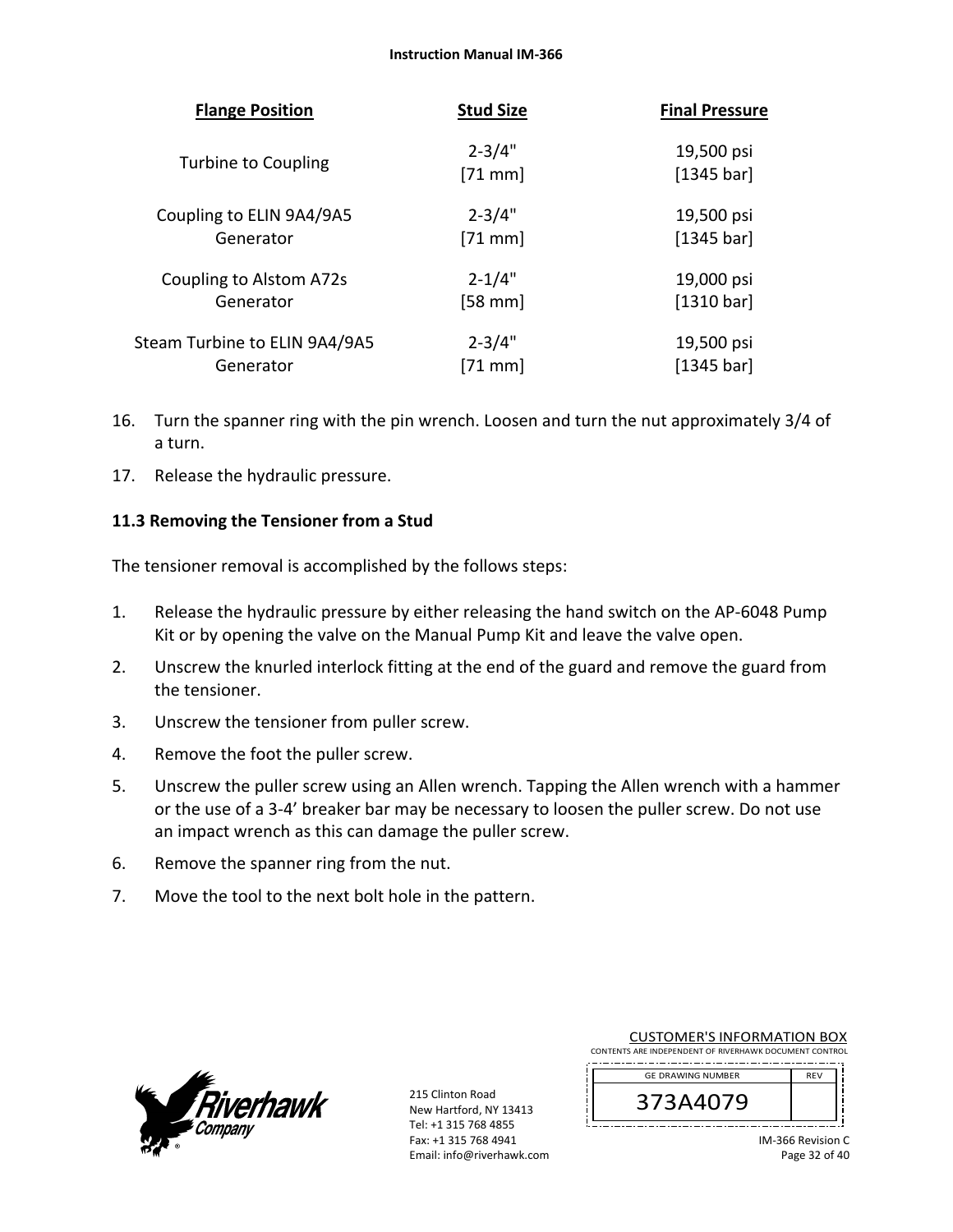| Flange Position | Stud Size | Final Pressure |
|---|---|---|
| Turbine to Coupling | 2-3/4" [71 mm] | 19,500 psi [1345 bar] |
| Coupling to ELIN 9A4/9A5 Generator | 2-3/4" [71 mm] | 19,500 psi [1345 bar] |
| Coupling to Alstom A72s Generator | 2-1/4" [58 mm] | 19,000 psi [1310 bar] |
| Steam Turbine to ELIN 9A4/9A5 Generator | 2-3/4" [71 mm] | 19,500 psi [1345 bar] |

16. Turn the spanner ring with the pin wrench. Loosen and turn the nut approximately 3/4 of a turn.
17. Release the hydraulic pressure.

### 11.3 Removing the Tensioner from a Stud

The tensioner removal is accomplished by the follows steps:

1. Release the hydraulic pressure by either releasing the hand switch on the AP-6048 Pump Kit or by opening the valve on the Manual Pump Kit and leave the valve open.
2. Unscrew the knurled interlock fitting at the end of the guard and remove the guard from the tensioner.
3. Unscrew the tensioner from puller screw.
4. Remove the foot the puller screw.
5. Unscrew the puller screw using an Allen wrench. Tapping the Allen wrench with a hammer or the use of a 3-4' breaker bar may be necessary to loosen the puller screw. Do not use an impact wrench as this can damage the puller screw.
6. Remove the spanner ring from the nut.
7. Move the tool to the next bolt hole in the pattern.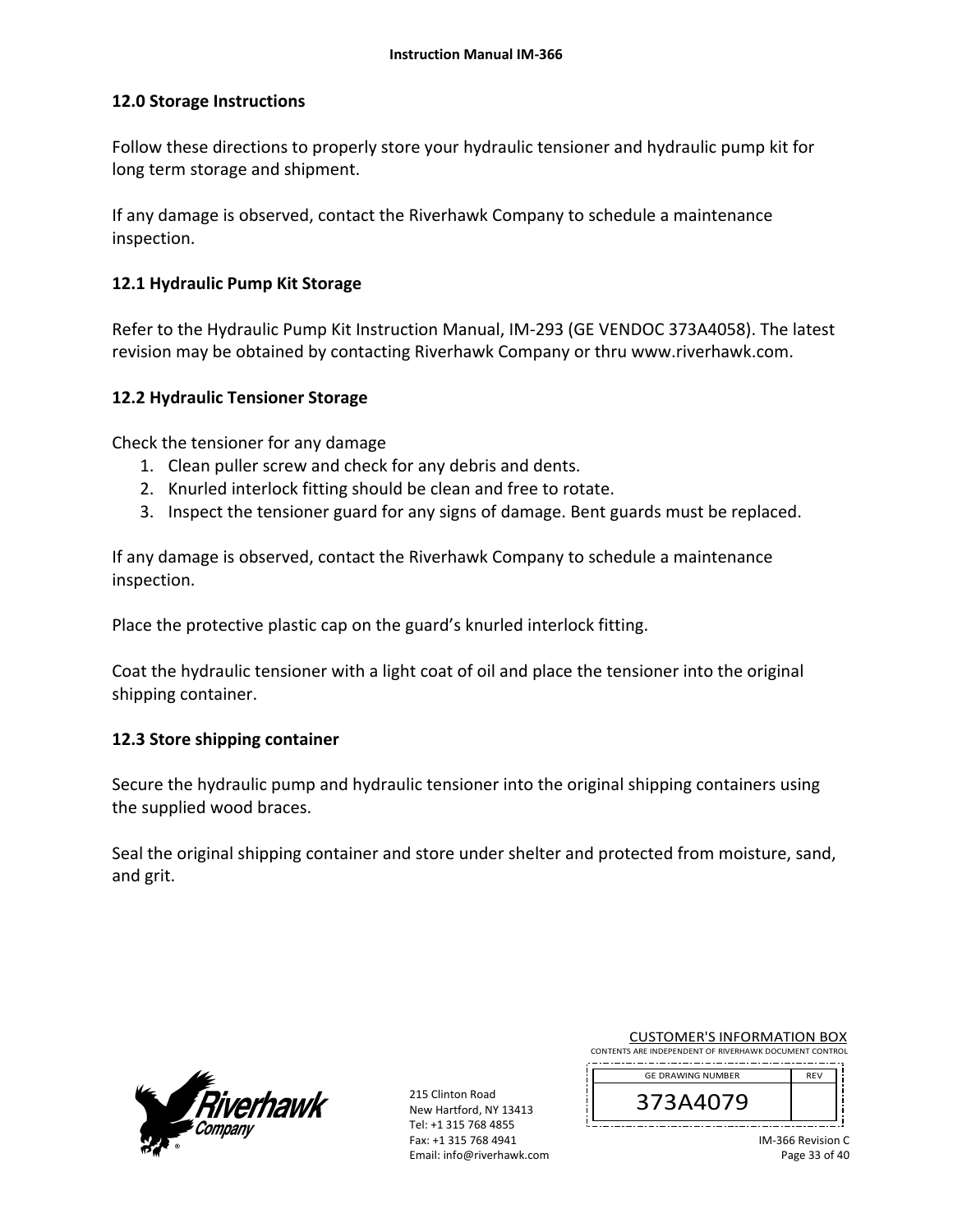## 12.0 Storage Instructions

Follow these directions to properly store your hydraulic tensioner and hydraulic pump kit for long term storage and shipment.

If any damage is observed, contact the Riverhawk Company to schedule a maintenance inspection.

### 12.1 Hydraulic Pump Kit Storage

Refer to the Hydraulic Pump Kit Instruction Manual, IM-293 (GE VENDOC 373A4058). The latest revision may be obtained by contacting Riverhawk Company or thru www.riverhawk.com.

### 12.2 Hydraulic Tensioner Storage

Check the tensioner for any damage

1. Clean puller screw and check for any debris and dents.
2. Knurled interlock fitting should be clean and free to rotate.
3. Inspect the tensioner guard for any signs of damage. Bent guards must be replaced.

If any damage is observed, contact the Riverhawk Company to schedule a maintenance inspection.

Place the protective plastic cap on the guard's knurled interlock fitting.

Coat the hydraulic tensioner with a light coat of oil and place the tensioner into the original shipping container.

### 12.3 Store shipping container

Secure the hydraulic pump and hydraulic tensioner into the original shipping containers using the supplied wood braces.

Seal the original shipping container and store under shelter and protected from moisture, sand, and grit.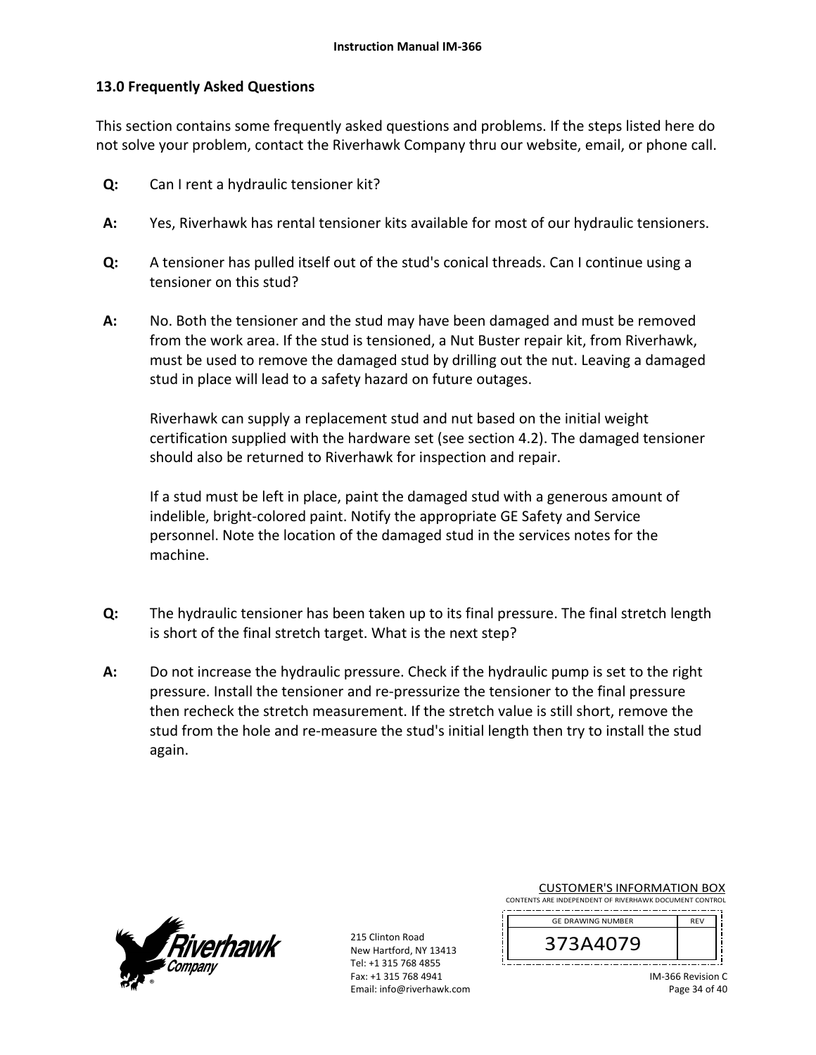## 13.0 Frequently Asked Questions

This section contains some frequently asked questions and problems. If the steps listed here do not solve your problem, contact the Riverhawk Company thru our website, email, or phone call.

**Q:** Can I rent a hydraulic tensioner kit?

**A:** Yes, Riverhawk has rental tensioner kits available for most of our hydraulic tensioners.

**Q:** A tensioner has pulled itself out of the stud's conical threads. Can I continue using a tensioner on this stud?

**A:** No. Both the tensioner and the stud may have been damaged and must be removed from the work area. If the stud is tensioned, a Nut Buster repair kit, from Riverhawk, must be used to remove the damaged stud by drilling out the nut. Leaving a damaged stud in place will lead to a safety hazard on future outages.

Riverhawk can supply a replacement stud and nut based on the initial weight certification supplied with the hardware set (see section 4.2). The damaged tensioner should also be returned to Riverhawk for inspection and repair.

If a stud must be left in place, paint the damaged stud with a generous amount of indelible, bright-colored paint. Notify the appropriate GE Safety and Service personnel. Note the location of the damaged stud in the services notes for the machine.

**Q:** The hydraulic tensioner has been taken up to its final pressure. The final stretch length is short of the final stretch target. What is the next step?

**A:** Do not increase the hydraulic pressure. Check if the hydraulic pump is set to the right pressure. Install the tensioner and re-pressurize the tensioner to the final pressure then recheck the stretch measurement. If the stretch value is still short, remove the stud from the hole and re-measure the stud's initial length then try to install the stud again.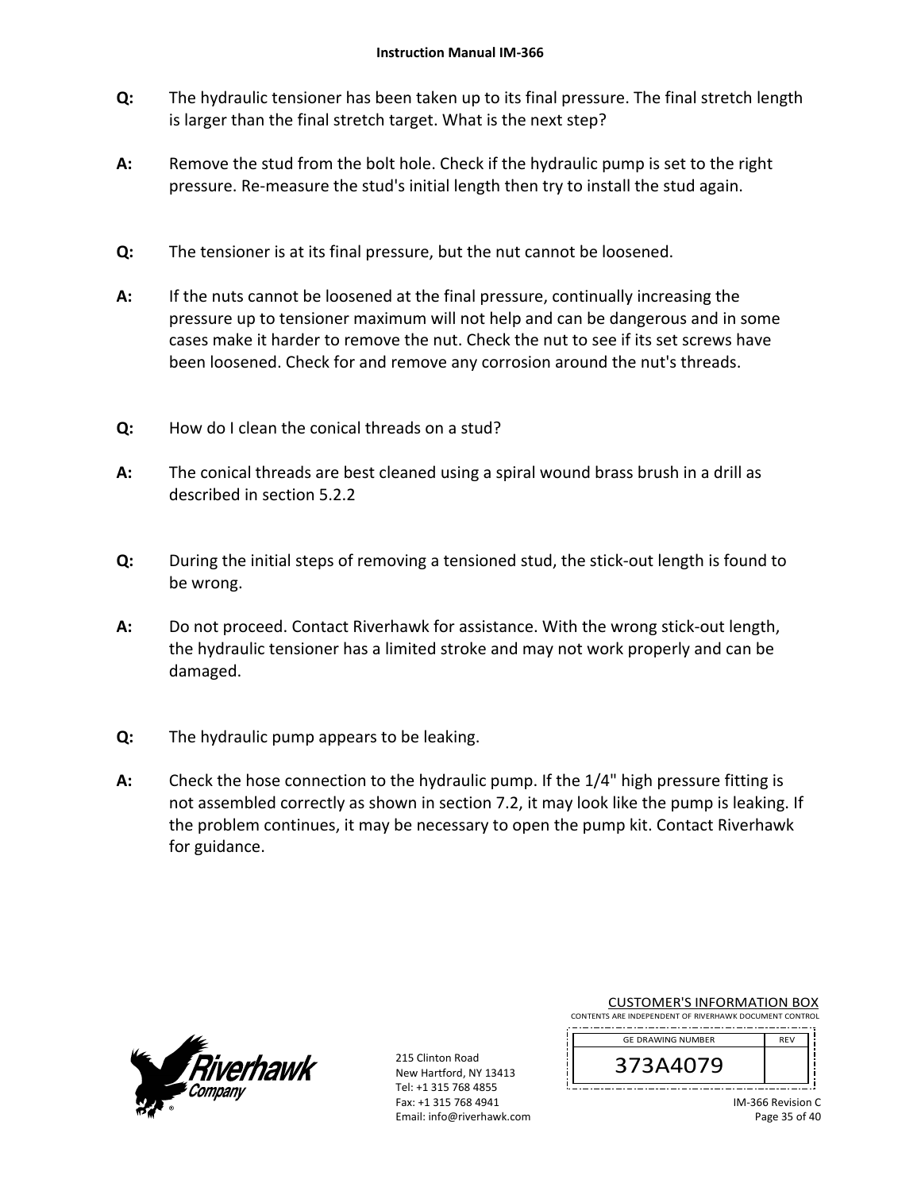**Q:** The hydraulic tensioner has been taken up to its final pressure. The final stretch length is larger than the final stretch target. What is the next step?

**A:** Remove the stud from the bolt hole. Check if the hydraulic pump is set to the right pressure. Re-measure the stud's initial length then try to install the stud again.

**Q:** The tensioner is at its final pressure, but the nut cannot be loosened.

**A:** If the nuts cannot be loosened at the final pressure, continually increasing the pressure up to tensioner maximum will not help and can be dangerous and in some cases make it harder to remove the nut. Check the nut to see if its set screws have been loosened. Check for and remove any corrosion around the nut's threads.

**Q:** How do I clean the conical threads on a stud?

**A:** The conical threads are best cleaned using a spiral wound brass brush in a drill as described in section 5.2.2

**Q:** During the initial steps of removing a tensioned stud, the stick-out length is found to be wrong.

**A:** Do not proceed. Contact Riverhawk for assistance. With the wrong stick-out length, the hydraulic tensioner has a limited stroke and may not work properly and can be damaged.

**Q:** The hydraulic pump appears to be leaking.

**A:** Check the hose connection to the hydraulic pump. If the 1/4" high pressure fitting is not assembled correctly as shown in section 7.2, it may look like the pump is leaking. If the problem continues, it may be necessary to open the pump kit. Contact Riverhawk for guidance.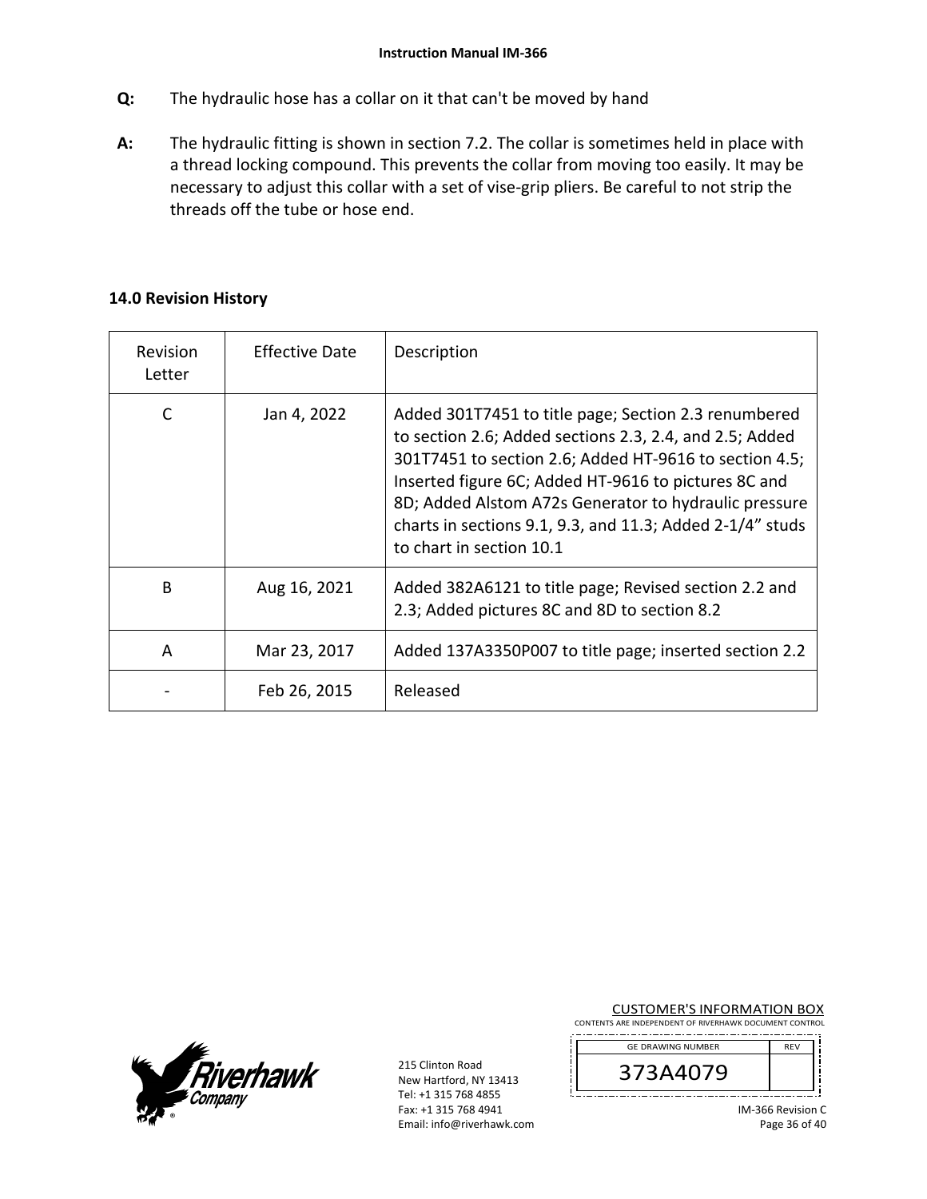**Q:** The hydraulic hose has a collar on it that can't be moved by hand

**A:** The hydraulic fitting is shown in section 7.2. The collar is sometimes held in place with a thread locking compound. This prevents the collar from moving too easily. It may be necessary to adjust this collar with a set of vise-grip pliers. Be careful to not strip the threads off the tube or hose end.

## 14.0 Revision History

| Revision Letter | Effective Date | Description |
|---|---|---|
| C | Jan 4, 2022 | Added 301T7451 to title page; Section 2.3 renumbered to section 2.6; Added sections 2.3, 2.4, and 2.5; Added 301T7451 to section 2.6; Added HT-9616 to section 4.5; Inserted figure 6C; Added HT-9616 to pictures 8C and 8D; Added Alstom A72s Generator to hydraulic pressure charts in sections 9.1, 9.3, and 11.3; Added 2-1/4" studs to chart in section 10.1 |
| B | Aug 16, 2021 | Added 382A6121 to title page; Revised section 2.2 and 2.3; Added pictures 8C and 8D to section 8.2 |
| A | Mar 23, 2017 | Added 137A3350P007 to title page; inserted section 2.2 |
| - | Feb 26, 2015 | Released |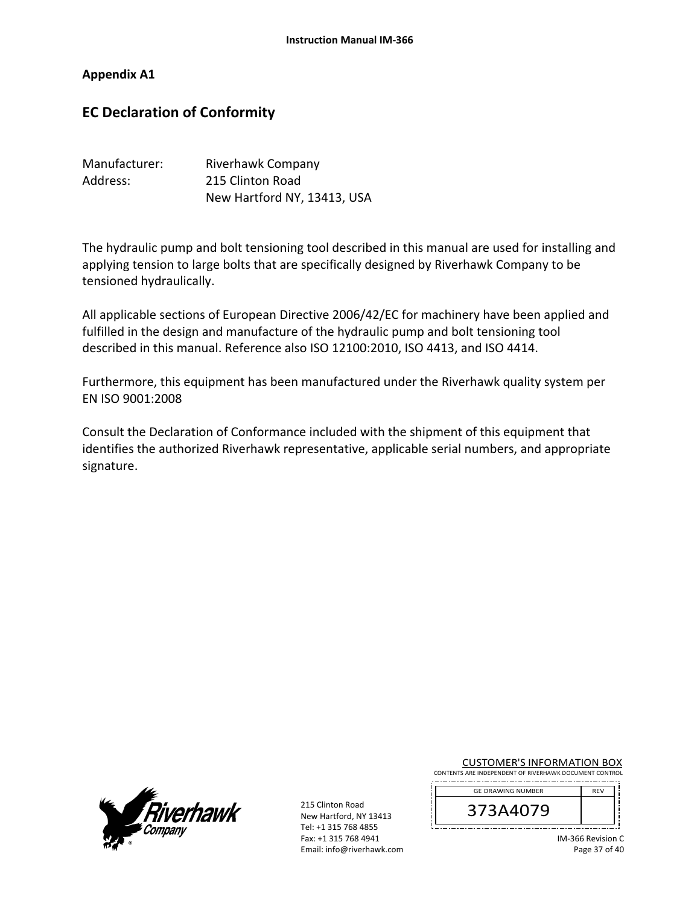## Appendix A1

# EC Declaration of Conformity

Manufacturer: Riverhawk Company
Address: 215 Clinton Road
New Hartford NY, 13413, USA

The hydraulic pump and bolt tensioning tool described in this manual are used for installing and applying tension to large bolts that are specifically designed by Riverhawk Company to be tensioned hydraulically.

All applicable sections of European Directive 2006/42/EC for machinery have been applied and fulfilled in the design and manufacture of the hydraulic pump and bolt tensioning tool described in this manual. Reference also ISO 12100:2010, ISO 4413, and ISO 4414.

Furthermore, this equipment has been manufactured under the Riverhawk quality system per EN ISO 9001:2008

Consult the Declaration of Conformance included with the shipment of this equipment that identifies the authorized Riverhawk representative, applicable serial numbers, and appropriate signature.

215 Clinton Road
New Hartford, NY 13413
Tel: +1 315 768 4855
Fax: +1 315 768 4941
Email: info@riverhawk.com

CUSTOMER'S INFORMATION BOX
CONTENTS ARE INDEPENDENT OF RIVERHAWK DOCUMENT CONTROL

| GE DRAWING NUMBER | REV |
| --- | --- |
| 373A4079 | |

IM-366 Revision C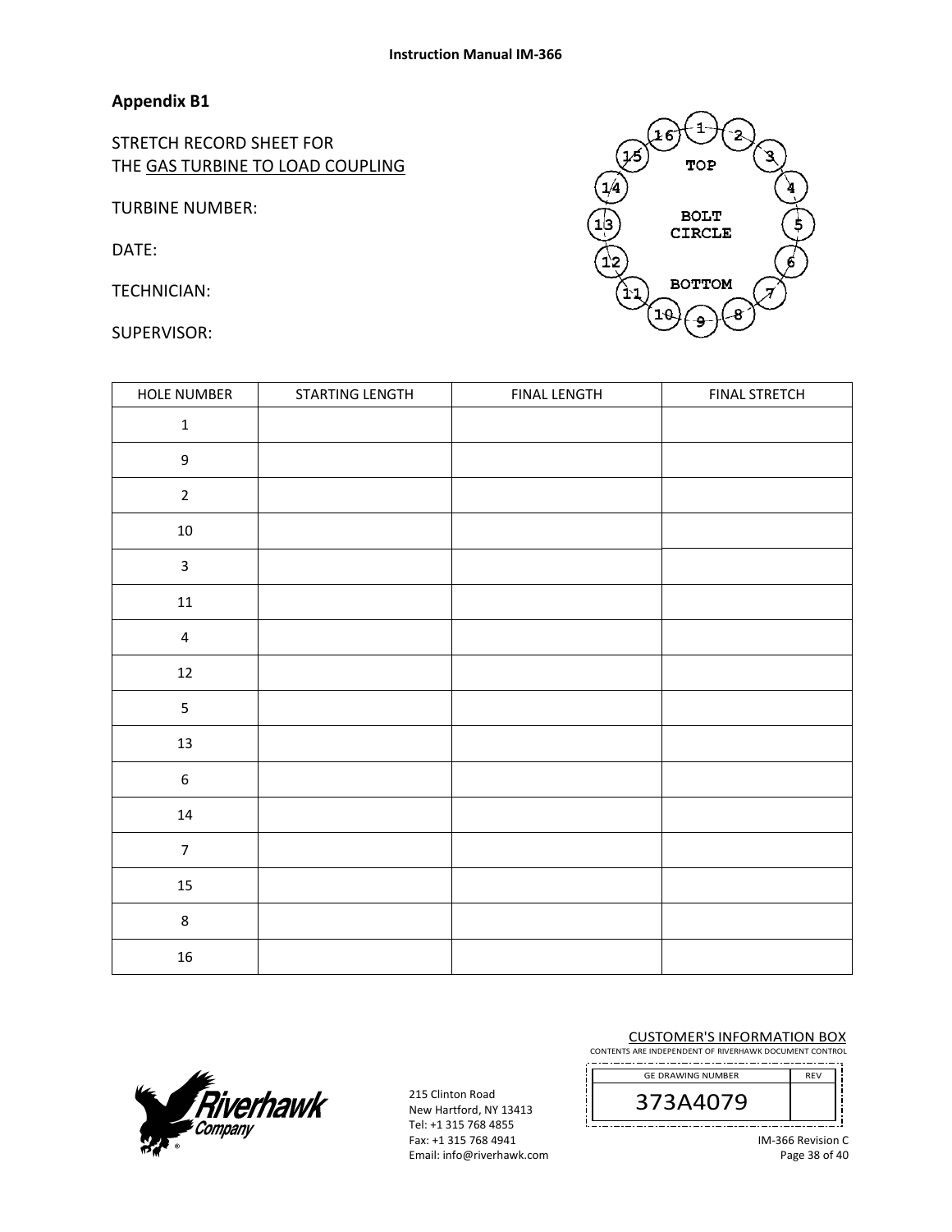## Appendix B1

STRETCH RECORD SHEET FOR
THE GAS TURBINE TO LOAD COUPLING

TURBINE NUMBER:

DATE:

TECHNICIAN:

SUPERVISOR:

| HOLE NUMBER | STARTING LENGTH | FINAL LENGTH | FINAL STRETCH |
|---|---|---|---|
| 1 | | | |
| 9 | | | |
| 2 | | | |
| 10 | | | |
| 3 | | | |
| 11 | | | |
| 4 | | | |
| 12 | | | |
| 5 | | | |
| 13 | | | |
| 6 | | | |
| 14 | | | |
| 7 | | | |
| 15 | | | |
| 8 | | | |
| 16 | | | |

215 Clinton Road
New Hartford, NY 13413
Tel: +1 315 768 4855
Fax: +1 315 768 4941
Email: info@riverhawk.com

CUSTOMER'S INFORMATION BOX
CONTENTS ARE INDEPENDENT OF RIVERHAWK DOCUMENT CONTROL

| GE DRAWING NUMBER | REV |
|---|---|
| 373A4079 | |

IM-366 Revision C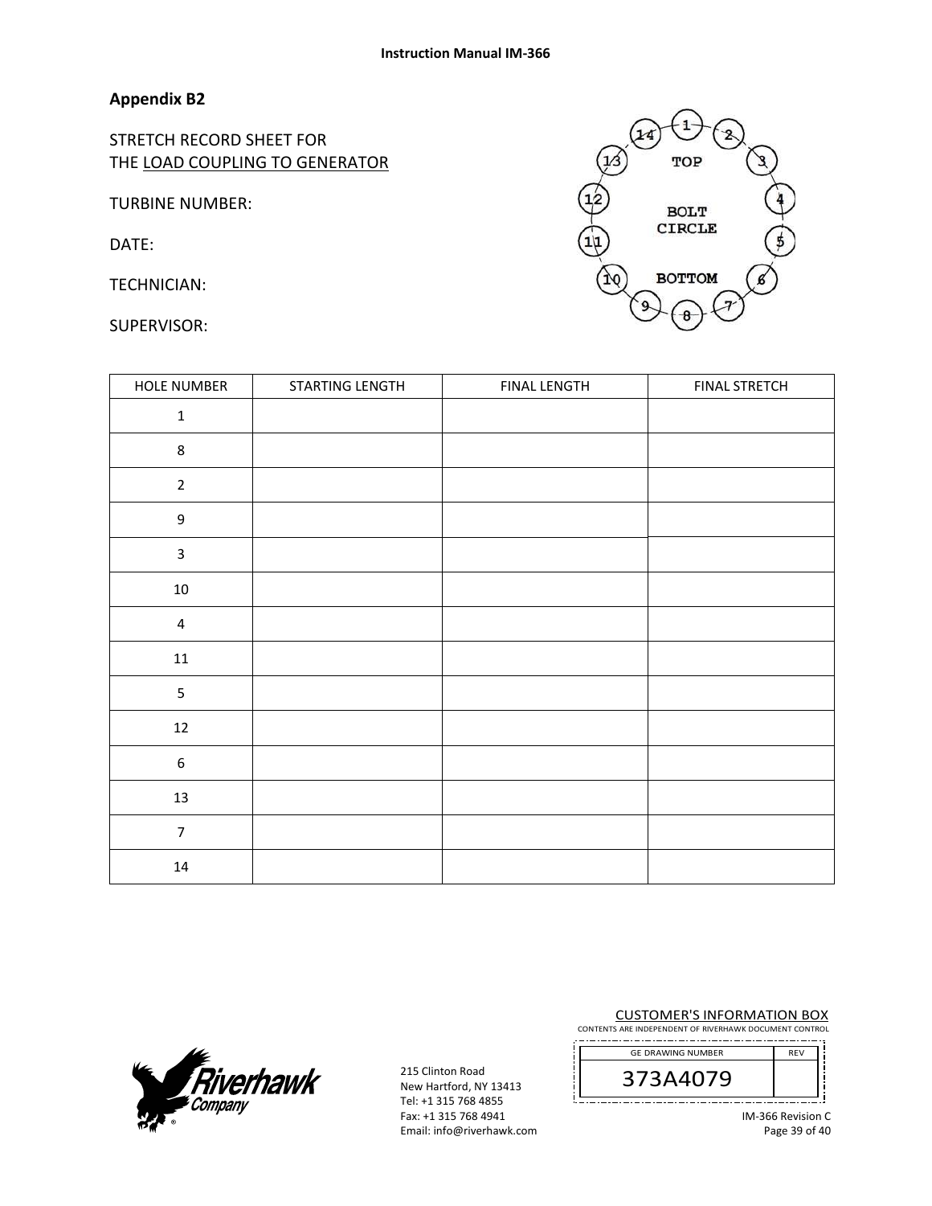## Appendix B2

STRETCH RECORD SHEET FOR
THE LOAD COUPLING TO GENERATOR

TURBINE NUMBER:

DATE:

TECHNICIAN:

SUPERVISOR:

| HOLE NUMBER | STARTING LENGTH | FINAL LENGTH | FINAL STRETCH |
|---|---|---|---|
| 1 | | | |
| 8 | | | |
| 2 | | | |
| 9 | | | |
| 3 | | | |
| 10 | | | |
| 4 | | | |
| 11 | | | |
| 5 | | | |
| 12 | | | |
| 6 | | | |
| 13 | | | |
| 7 | | | |
| 14 | | | |

215 Clinton Road
New Hartford, NY 13413
Tel: +1 315 768 4855
Fax: +1 315 768 4941
Email: info@riverhawk.com

CUSTOMER'S INFORMATION BOX
CONTENTS ARE INDEPENDENT OF RIVERHAWK DOCUMENT CONTROL

| GE DRAWING NUMBER | REV |
|---|---|
| 373A4079 | |

IM-366 Revision C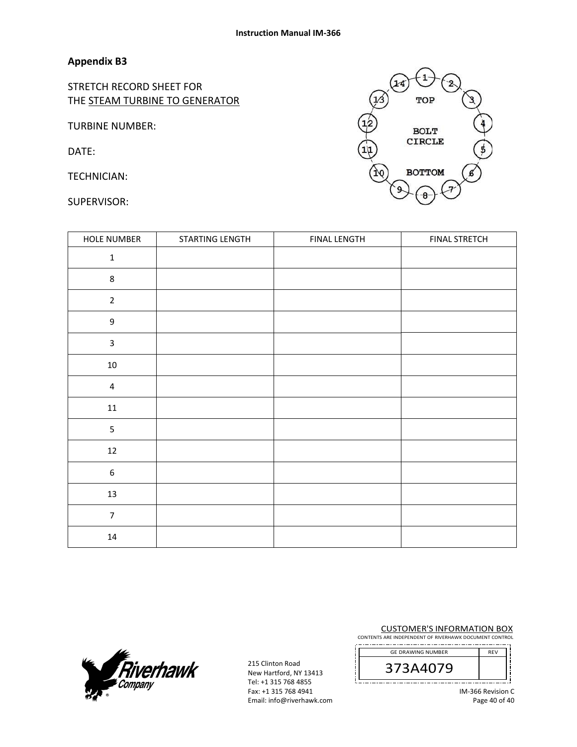## Appendix B3

STRETCH RECORD SHEET FOR
THE STEAM TURBINE TO GENERATOR

TURBINE NUMBER:

DATE:

TECHNICIAN:

SUPERVISOR:

14 1 2 13 TOP 3 12 BOLT CIRCLE 4 11 5 10 BOTTOM 6 9 8 7

| HOLE NUMBER | STARTING LENGTH | FINAL LENGTH | FINAL STRETCH |
|---|---|---|---|
| 1 | | | |
| 8 | | | |
| 2 | | | |
| 9 | | | |
| 3 | | | |
| 10 | | | |
| 4 | | | |
| 11 | | | |
| 5 | | | |
| 12 | | | |
| 6 | | | |
| 13 | | | |
| 7 | | | |
| 14 | | | |

215 Clinton Road
New Hartford, NY 13413
Tel: +1 315 768 4855
Fax: +1 315 768 4941
Email: info@riverhawk.com

CUSTOMER'S INFORMATION BOX
CONTENTS ARE INDEPENDENT OF RIVERHAWK DOCUMENT CONTROL

| GE DRAWING NUMBER | REV |
|---|---|
| 373A4079 | |

IM-366 Revision C